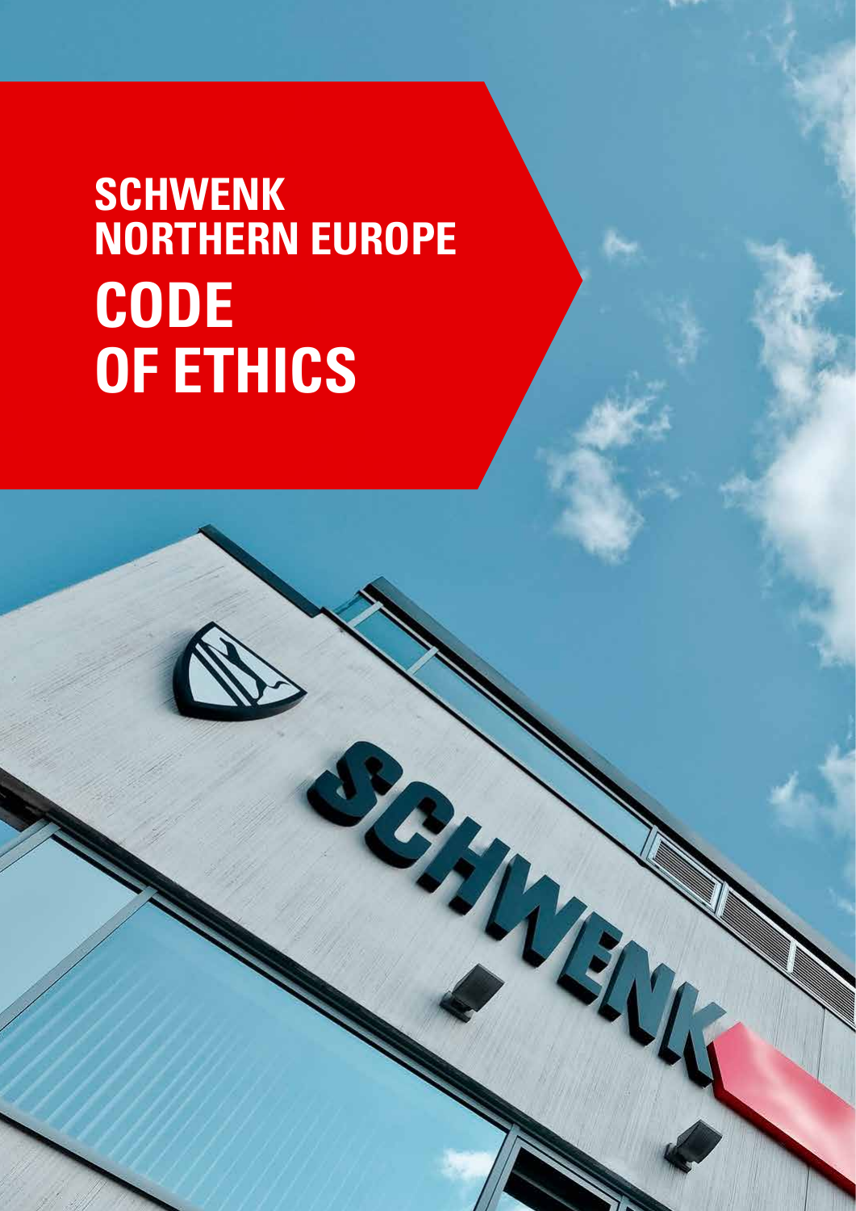# SCHWENK NORTHERN EUROPE CODE OF ETHICS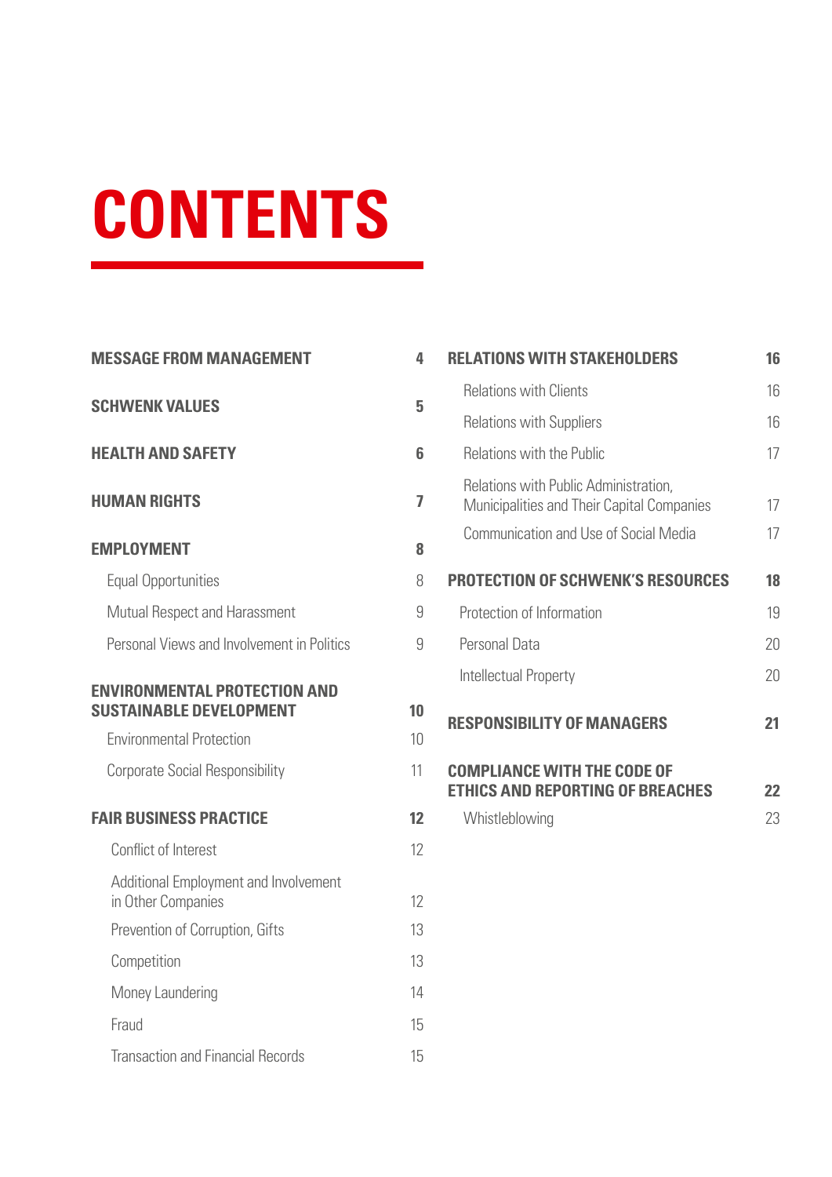# CONTENTS

| | |
|---|---|
| **MESSAGE FROM MANAGEMENT** | **4** |
| **SCHWENK VALUES** | **5** |
| **HEALTH AND SAFETY** | **6** |
| **HUMAN RIGHTS** | **7** |
| **EMPLOYMENT** | **8** |
| Equal Opportunities | 8 |
| Mutual Respect and Harassment | 9 |
| Personal Views and Involvement in Politics | 9 |
| **ENVIRONMENTAL PROTECTION AND SUSTAINABLE DEVELOPMENT** | **10** |
| Environmental Protection | 10 |
| Corporate Social Responsibility | 11 |
| **FAIR BUSINESS PRACTICE** | **12** |
| Conflict of Interest | 12 |
| Additional Employment and Involvement in Other Companies | 12 |
| Prevention of Corruption, Gifts | 13 |
| Competition | 13 |
| Money Laundering | 14 |
| Fraud | 15 |
| Transaction and Financial Records | 15 |
| **RELATIONS WITH STAKEHOLDERS** | **16** |
| Relations with Clients | 16 |
| Relations with Suppliers | 16 |
| Relations with the Public | 17 |
| Relations with Public Administration, Municipalities and Their Capital Companies | 17 |
| Communication and Use of Social Media | 17 |
| **PROTECTION OF SCHWENK'S RESOURCES** | **18** |
| Protection of Information | 19 |
| Personal Data | 20 |
| Intellectual Property | 20 |
| **RESPONSIBILITY OF MANAGERS** | **21** |
| **COMPLIANCE WITH THE CODE OF ETHICS AND REPORTING OF BREACHES** | **22** |
| Whistleblowing | 23 |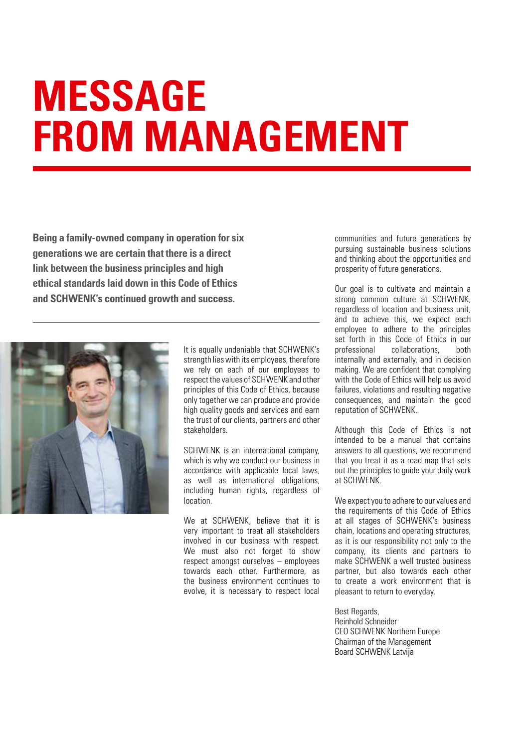# MESSAGE FROM MANAGEMENT

**Being a family-owned company in operation for six generations we are certain that there is a direct link between the business principles and high ethical standards laid down in this Code of Ethics and SCHWENK's continued growth and success.**

It is equally undeniable that SCHWENK's strength lies with its employees, therefore we rely on each of our employees to respect the values of SCHWENK and other principles of this Code of Ethics, because only together we can produce and provide high quality goods and services and earn the trust of our clients, partners and other stakeholders.

SCHWENK is an international company, which is why we conduct our business in accordance with applicable local laws, as well as international obligations, including human rights, regardless of location.

We at SCHWENK, believe that it is very important to treat all stakeholders involved in our business with respect. We must also not forget to show respect amongst ourselves – employees towards each other. Furthermore, as the business environment continues to evolve, it is necessary to respect local communities and future generations by pursuing sustainable business solutions and thinking about the opportunities and prosperity of future generations.

Our goal is to cultivate and maintain a strong common culture at SCHWENK, regardless of location and business unit, and to achieve this, we expect each employee to adhere to the principles set forth in this Code of Ethics in our professional collaborations, both internally and externally, and in decision making. We are confident that complying with the Code of Ethics will help us avoid failures, violations and resulting negative consequences, and maintain the good reputation of SCHWENK.

Although this Code of Ethics is not intended to be a manual that contains answers to all questions, we recommend that you treat it as a road map that sets out the principles to guide your daily work at SCHWENK.

We expect you to adhere to our values and the requirements of this Code of Ethics at all stages of SCHWENK's business chain, locations and operating structures, as it is our responsibility not only to the company, its clients and partners to make SCHWENK a well trusted business partner, but also towards each other to create a work environment that is pleasant to return to everyday.

Best Regards,
Reinhold Schneider
CEO SCHWENK Northern Europe
Chairman of the Management
Board SCHWENK Latvija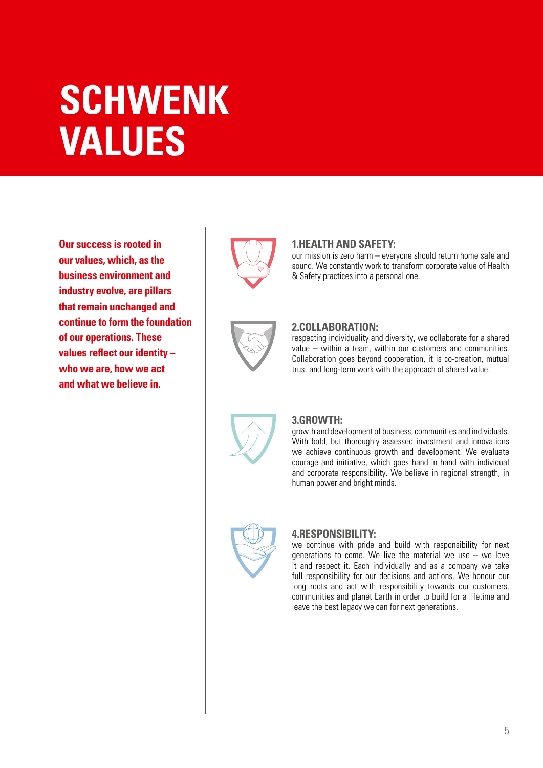# SCHWENK VALUES

**Our success is rooted in our values, which, as the business environment and industry evolve, are pillars that remain unchanged and continue to form the foundation of our operations. These values reflect our identity – who we are, how we act and what we believe in.**

### 1.HEALTH AND SAFETY:

our mission is zero harm – everyone should return home safe and sound. We constantly work to transform corporate value of Health & Safety practices into a personal one.

### 2.COLLABORATION:

respecting individuality and diversity, we collaborate for a shared value – within a team, within our customers and communities. Collaboration goes beyond cooperation, it is co-creation, mutual trust and long-term work with the approach of shared value.

### 3.GROWTH:

growth and development of business, communities and individuals. With bold, but thoroughly assessed investment and innovations we achieve continuous growth and development. We evaluate courage and initiative, which goes hand in hand with individual and corporate responsibility. We believe in regional strength, in human power and bright minds.

### 4.RESPONSIBILITY:

we continue with pride and build with responsibility for next generations to come. We live the material we use – we love it and respect it. Each individually and as a company we take full responsibility for our decisions and actions. We honour our long roots and act with responsibility towards our customers, communities and planet Earth in order to build for a lifetime and leave the best legacy we can for next generations.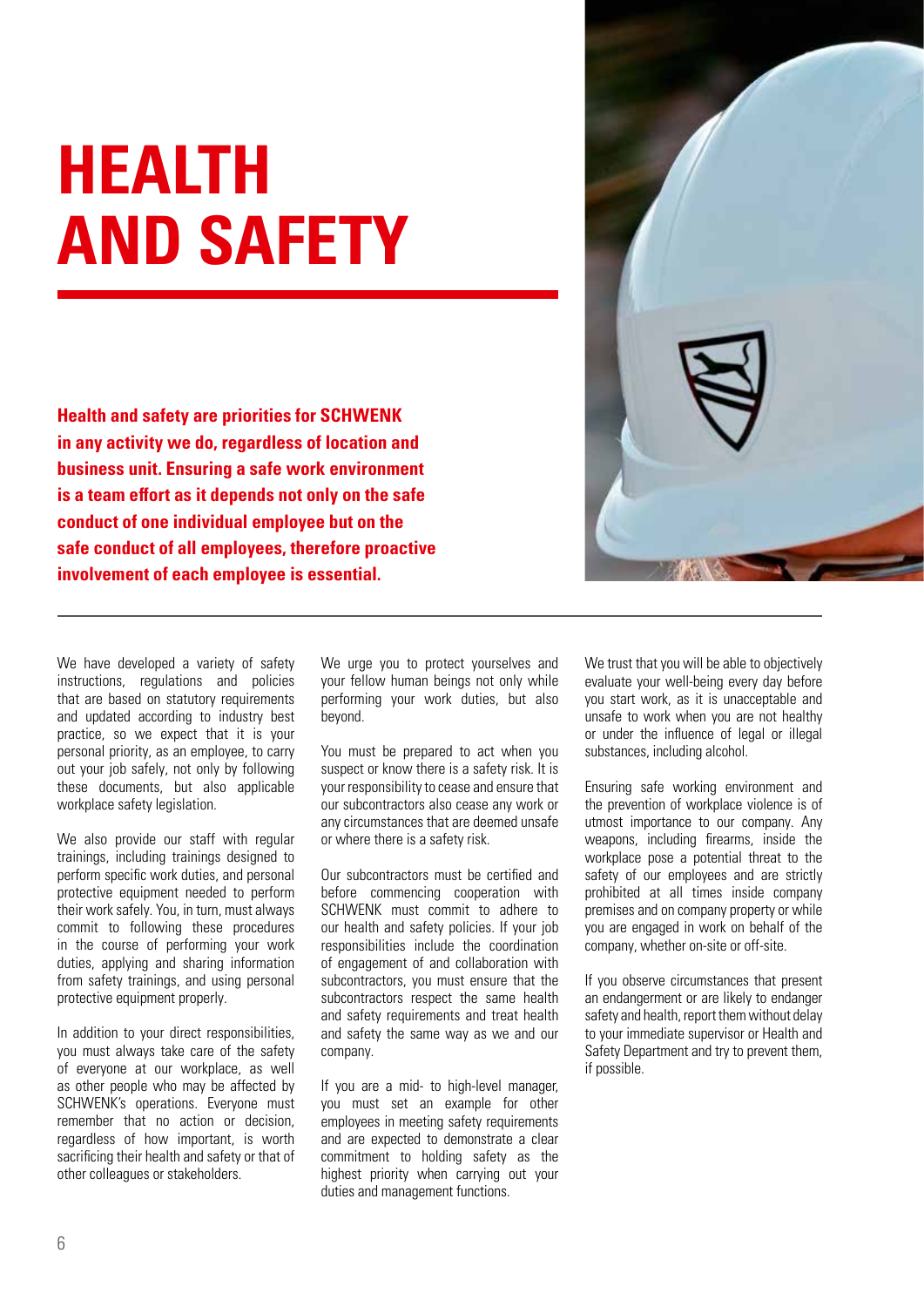# HEALTH AND SAFETY

**Health and safety are priorities for SCHWENK in any activity we do, regardless of location and business unit. Ensuring a safe work environment is a team effort as it depends not only on the safe conduct of one individual employee but on the safe conduct of all employees, therefore proactive involvement of each employee is essential.**

We have developed a variety of safety instructions, regulations and policies that are based on statutory requirements and updated according to industry best practice, so we expect that it is your personal priority, as an employee, to carry out your job safely, not only by following these documents, but also applicable workplace safety legislation.

We also provide our staff with regular trainings, including trainings designed to perform specific work duties, and personal protective equipment needed to perform their work safely. You, in turn, must always commit to following these procedures in the course of performing your work duties, applying and sharing information from safety trainings, and using personal protective equipment properly.

In addition to your direct responsibilities, you must always take care of the safety of everyone at our workplace, as well as other people who may be affected by SCHWENK's operations. Everyone must remember that no action or decision, regardless of how important, is worth sacrificing their health and safety or that of other colleagues or stakeholders.

We urge you to protect yourselves and your fellow human beings not only while performing your work duties, but also beyond.

You must be prepared to act when you suspect or know there is a safety risk. It is your responsibility to cease and ensure that our subcontractors also cease any work or any circumstances that are deemed unsafe or where there is a safety risk.

Our subcontractors must be certified and before commencing cooperation with SCHWENK must commit to adhere to our health and safety policies. If your job responsibilities include the coordination of engagement of and collaboration with subcontractors, you must ensure that the subcontractors respect the same health and safety requirements and treat health and safety the same way as we and our company.

If you are a mid- to high-level manager, you must set an example for other employees in meeting safety requirements and are expected to demonstrate a clear commitment to holding safety as the highest priority when carrying out your duties and management functions.

We trust that you will be able to objectively evaluate your well-being every day before you start work, as it is unacceptable and unsafe to work when you are not healthy or under the influence of legal or illegal substances, including alcohol.

Ensuring safe working environment and the prevention of workplace violence is of utmost importance to our company. Any weapons, including firearms, inside the workplace pose a potential threat to the safety of our employees and are strictly prohibited at all times inside company premises and on company property or while you are engaged in work on behalf of the company, whether on-site or off-site.

If you observe circumstances that present an endangerment or are likely to endanger safety and health, report them without delay to your immediate supervisor or Health and Safety Department and try to prevent them, if possible.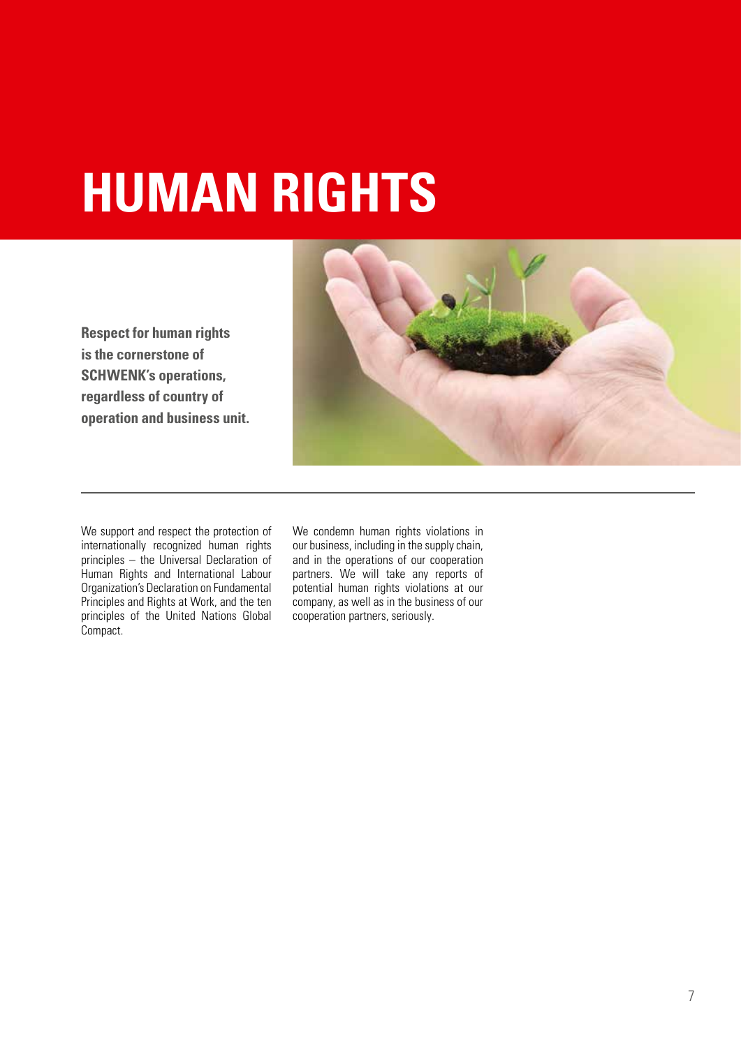# HUMAN RIGHTS

**Respect for human rights is the cornerstone of SCHWENK's operations, regardless of country of operation and business unit.**

We support and respect the protection of internationally recognized human rights principles – the Universal Declaration of Human Rights and International Labour Organization's Declaration on Fundamental Principles and Rights at Work, and the ten principles of the United Nations Global Compact.

We condemn human rights violations in our business, including in the supply chain, and in the operations of our cooperation partners. We will take any reports of potential human rights violations at our company, as well as in the business of our cooperation partners, seriously.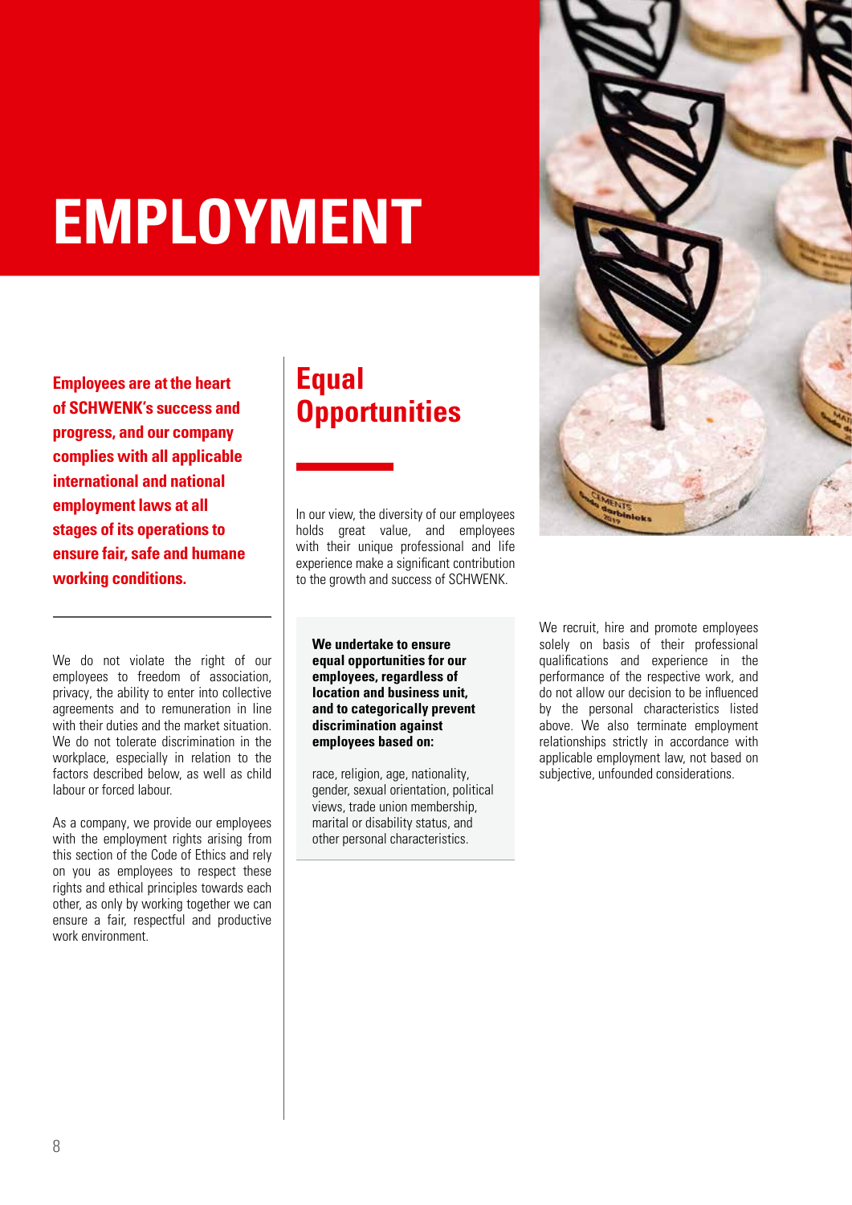# EMPLOYMENT

**Employees are at the heart of SCHWENK's success and progress, and our company complies with all applicable international and national employment laws at all stages of its operations to ensure fair, safe and humane working conditions.**

We do not violate the right of our employees to freedom of association, privacy, the ability to enter into collective agreements and to remuneration in line with their duties and the market situation. We do not tolerate discrimination in the workplace, especially in relation to the factors described below, as well as child labour or forced labour.

As a company, we provide our employees with the employment rights arising from this section of the Code of Ethics and rely on you as employees to respect these rights and ethical principles towards each other, as only by working together we can ensure a fair, respectful and productive work environment.

## Equal Opportunities

In our view, the diversity of our employees holds great value, and employees with their unique professional and life experience make a significant contribution to the growth and success of SCHWENK.

**We undertake to ensure equal opportunities for our employees, regardless of location and business unit, and to categorically prevent discrimination against employees based on:**

race, religion, age, nationality, gender, sexual orientation, political views, trade union membership, marital or disability status, and other personal characteristics.

We recruit, hire and promote employees solely on basis of their professional qualifications and experience in the performance of the respective work, and do not allow our decision to be influenced by the personal characteristics listed above. We also terminate employment relationships strictly in accordance with applicable employment law, not based on subjective, unfounded considerations.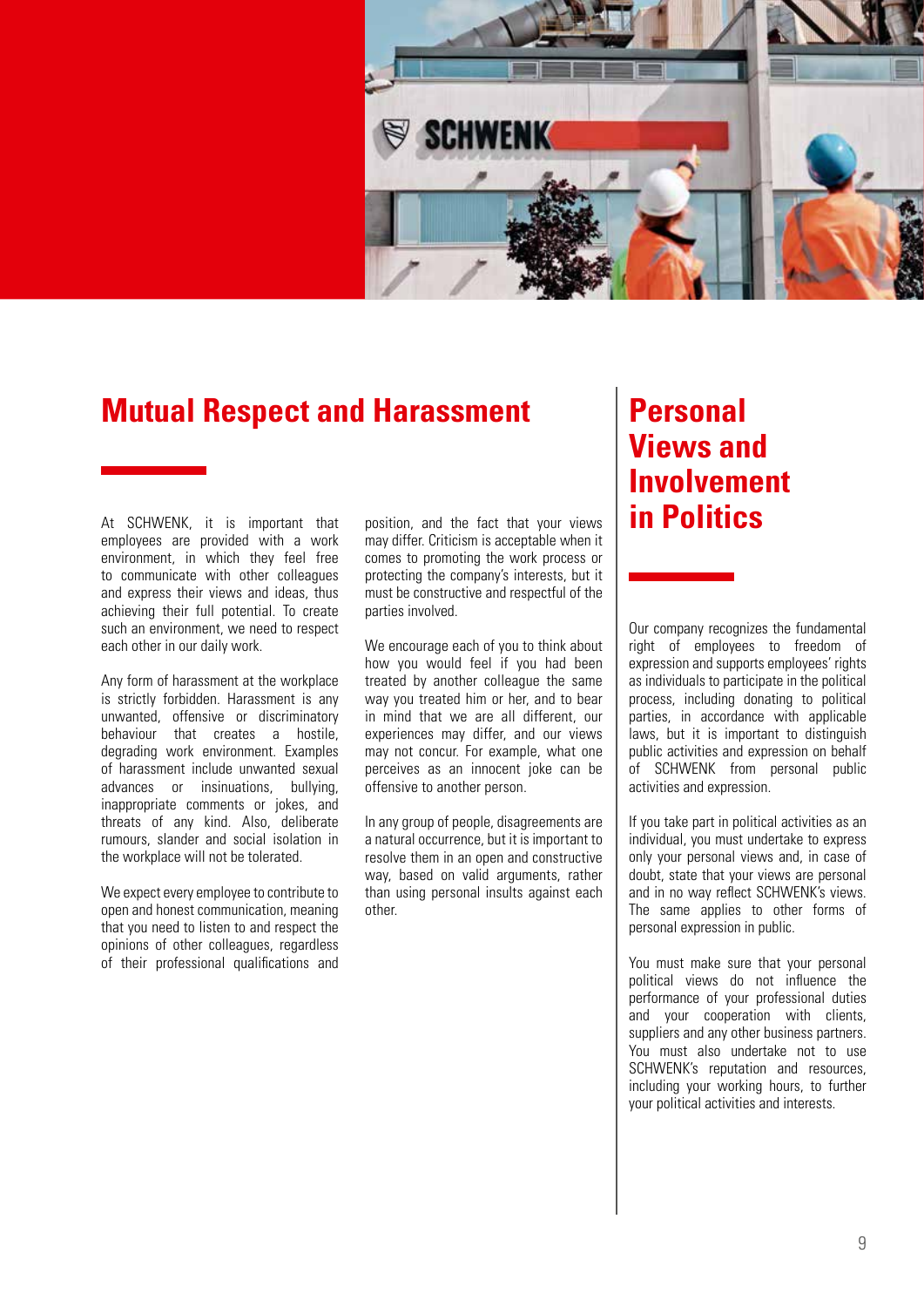## Mutual Respect and Harassment

At SCHWENK, it is important that employees are provided with a work environment, in which they feel free to communicate with other colleagues and express their views and ideas, thus achieving their full potential. To create such an environment, we need to respect each other in our daily work.

Any form of harassment at the workplace is strictly forbidden. Harassment is any unwanted, offensive or discriminatory behaviour that creates a hostile, degrading work environment. Examples of harassment include unwanted sexual advances or insinuations, bullying, inappropriate comments or jokes, and threats of any kind. Also, deliberate rumours, slander and social isolation in the workplace will not be tolerated.

We expect every employee to contribute to open and honest communication, meaning that you need to listen to and respect the opinions of other colleagues, regardless of their professional qualifications and position, and the fact that your views may differ. Criticism is acceptable when it comes to promoting the work process or protecting the company's interests, but it must be constructive and respectful of the parties involved.

We encourage each of you to think about how you would feel if you had been treated by another colleague the same way you treated him or her, and to bear in mind that we are all different, our experiences may differ, and our views may not concur. For example, what one perceives as an innocent joke can be offensive to another person.

In any group of people, disagreements are a natural occurrence, but it is important to resolve them in an open and constructive way, based on valid arguments, rather than using personal insults against each other.

## Personal Views and Involvement in Politics

Our company recognizes the fundamental right of employees to freedom of expression and supports employees' rights as individuals to participate in the political process, including donating to political parties, in accordance with applicable laws, but it is important to distinguish public activities and expression on behalf of SCHWENK from personal public activities and expression.

If you take part in political activities as an individual, you must undertake to express only your personal views and, in case of doubt, state that your views are personal and in no way reflect SCHWENK's views. The same applies to other forms of personal expression in public.

You must make sure that your personal political views do not influence the performance of your professional duties and your cooperation with clients, suppliers and any other business partners. You must also undertake not to use SCHWENK's reputation and resources, including your working hours, to further your political activities and interests.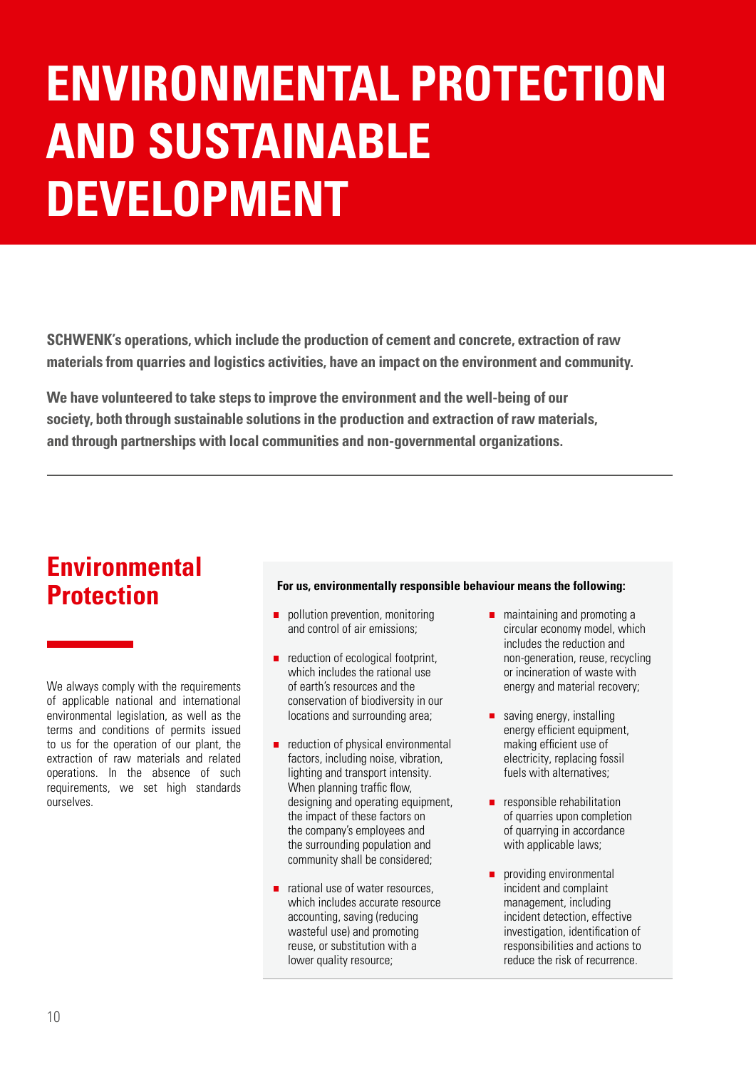# ENVIRONMENTAL PROTECTION AND SUSTAINABLE DEVELOPMENT

**SCHWENK's operations, which include the production of cement and concrete, extraction of raw materials from quarries and logistics activities, have an impact on the environment and community.**

**We have volunteered to take steps to improve the environment and the well-being of our society, both through sustainable solutions in the production and extraction of raw materials, and through partnerships with local communities and non-governmental organizations.**

---

## Environmental Protection

We always comply with the requirements of applicable national and international environmental legislation, as well as the terms and conditions of permits issued to us for the operation of our plant, the extraction of raw materials and related operations. In the absence of such requirements, we set high standards ourselves.

**For us, environmentally responsible behaviour means the following:**

- pollution prevention, monitoring and control of air emissions;
- reduction of ecological footprint, which includes the rational use of earth's resources and the conservation of biodiversity in our locations and surrounding area;
- reduction of physical environmental factors, including noise, vibration, lighting and transport intensity. When planning traffic flow, designing and operating equipment, the impact of these factors on the company's employees and the surrounding population and community shall be considered;
- rational use of water resources, which includes accurate resource accounting, saving (reducing wasteful use) and promoting reuse, or substitution with a lower quality resource;
- maintaining and promoting a circular economy model, which includes the reduction and non-generation, reuse, recycling or incineration of waste with energy and material recovery;
- saving energy, installing energy efficient equipment, making efficient use of electricity, replacing fossil fuels with alternatives;
- responsible rehabilitation of quarries upon completion of quarrying in accordance with applicable laws;
- providing environmental incident and complaint management, including incident detection, effective investigation, identification of responsibilities and actions to reduce the risk of recurrence.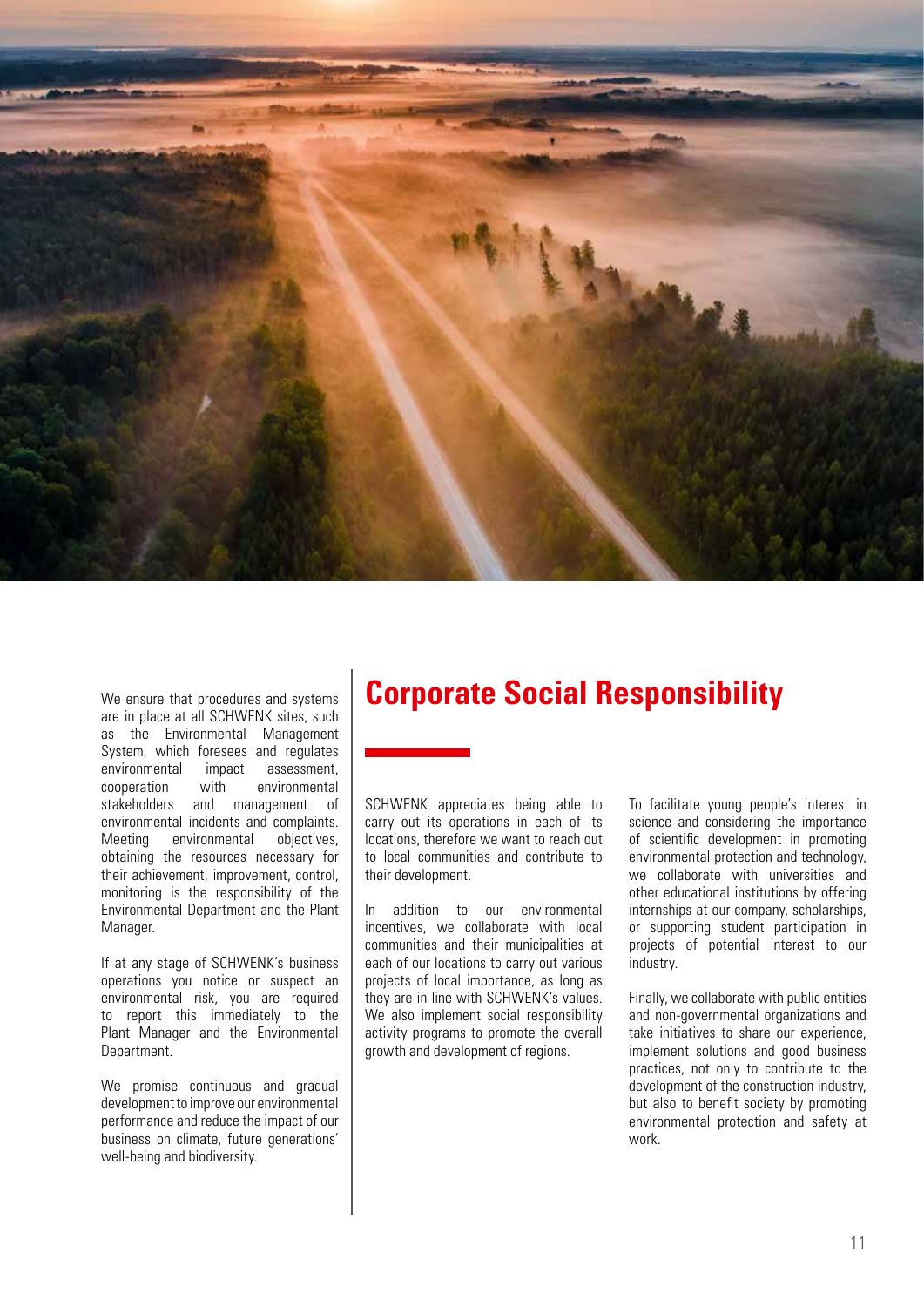We ensure that procedures and systems are in place at all SCHWENK sites, such as the Environmental Management System, which foresees and regulates environmental impact assessment, cooperation with environmental stakeholders and management of environmental incidents and complaints. Meeting environmental objectives, obtaining the resources necessary for their achievement, improvement, control, monitoring is the responsibility of the Environmental Department and the Plant Manager.

If at any stage of SCHWENK's business operations you notice or suspect an environmental risk, you are required to report this immediately to the Plant Manager and the Environmental Department.

We promise continuous and gradual development to improve our environmental performance and reduce the impact of our business on climate, future generations' well-being and biodiversity.

# Corporate Social Responsibility

SCHWENK appreciates being able to carry out its operations in each of its locations, therefore we want to reach out to local communities and contribute to their development.

In addition to our environmental incentives, we collaborate with local communities and their municipalities at each of our locations to carry out various projects of local importance, as long as they are in line with SCHWENK's values. We also implement social responsibility activity programs to promote the overall growth and development of regions.

To facilitate young people's interest in science and considering the importance of scientific development in promoting environmental protection and technology, we collaborate with universities and other educational institutions by offering internships at our company, scholarships, or supporting student participation in projects of potential interest to our industry.

Finally, we collaborate with public entities and non-governmental organizations and take initiatives to share our experience, implement solutions and good business practices, not only to contribute to the development of the construction industry, but also to benefit society by promoting environmental protection and safety at work.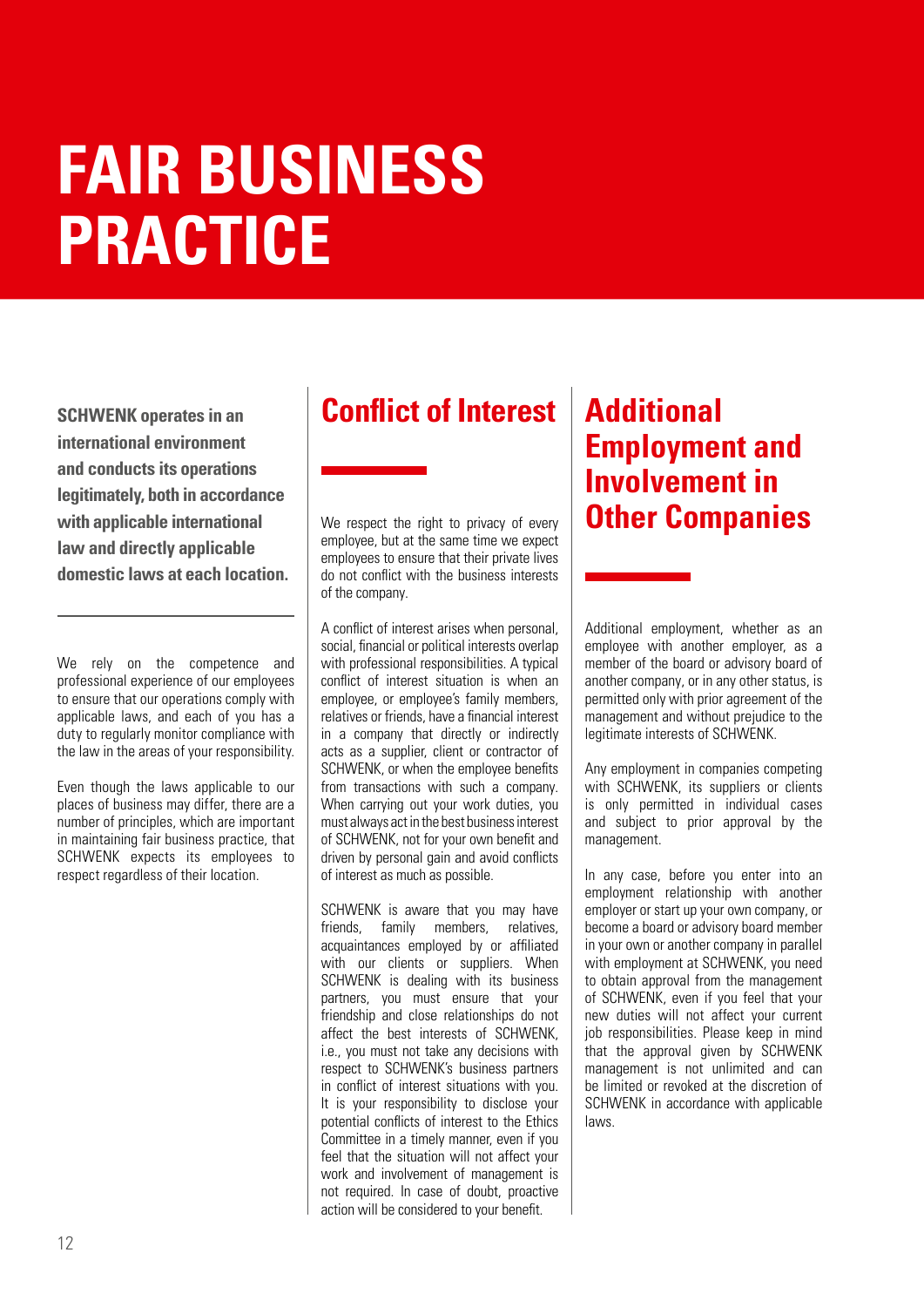# FAIR BUSINESS PRACTICE

**SCHWENK operates in an international environment and conducts its operations legitimately, both in accordance with applicable international law and directly applicable domestic laws at each location.**

We rely on the competence and professional experience of our employees to ensure that our operations comply with applicable laws, and each of you has a duty to regularly monitor compliance with the law in the areas of your responsibility.

Even though the laws applicable to our places of business may differ, there are a number of principles, which are important in maintaining fair business practice, that SCHWENK expects its employees to respect regardless of their location.

## Conflict of Interest

We respect the right to privacy of every employee, but at the same time we expect employees to ensure that their private lives do not conflict with the business interests of the company.

A conflict of interest arises when personal, social, financial or political interests overlap with professional responsibilities. A typical conflict of interest situation is when an employee, or employee's family members, relatives or friends, have a financial interest in a company that directly or indirectly acts as a supplier, client or contractor of SCHWENK, or when the employee benefits from transactions with such a company. When carrying out your work duties, you must always act in the best business interest of SCHWENK, not for your own benefit and driven by personal gain and avoid conflicts of interest as much as possible.

SCHWENK is aware that you may have friends, family members, relatives, acquaintances employed by or affiliated with our clients or suppliers. When SCHWENK is dealing with its business partners, you must ensure that your friendship and close relationships do not affect the best interests of SCHWENK, i.e., you must not take any decisions with respect to SCHWENK's business partners in conflict of interest situations with you. It is your responsibility to disclose your potential conflicts of interest to the Ethics Committee in a timely manner, even if you feel that the situation will not affect your work and involvement of management is not required. In case of doubt, proactive action will be considered to your benefit.

## Additional Employment and Involvement in Other Companies

Additional employment, whether as an employee with another employer, as a member of the board or advisory board of another company, or in any other status, is permitted only with prior agreement of the management and without prejudice to the legitimate interests of SCHWENK.

Any employment in companies competing with SCHWENK, its suppliers or clients is only permitted in individual cases and subject to prior approval by the management.

In any case, before you enter into an employment relationship with another employer or start up your own company, or become a board or advisory board member in your own or another company in parallel with employment at SCHWENK, you need to obtain approval from the management of SCHWENK, even if you feel that your new duties will not affect your current job responsibilities. Please keep in mind that the approval given by SCHWENK management is not unlimited and can be limited or revoked at the discretion of SCHWENK in accordance with applicable laws.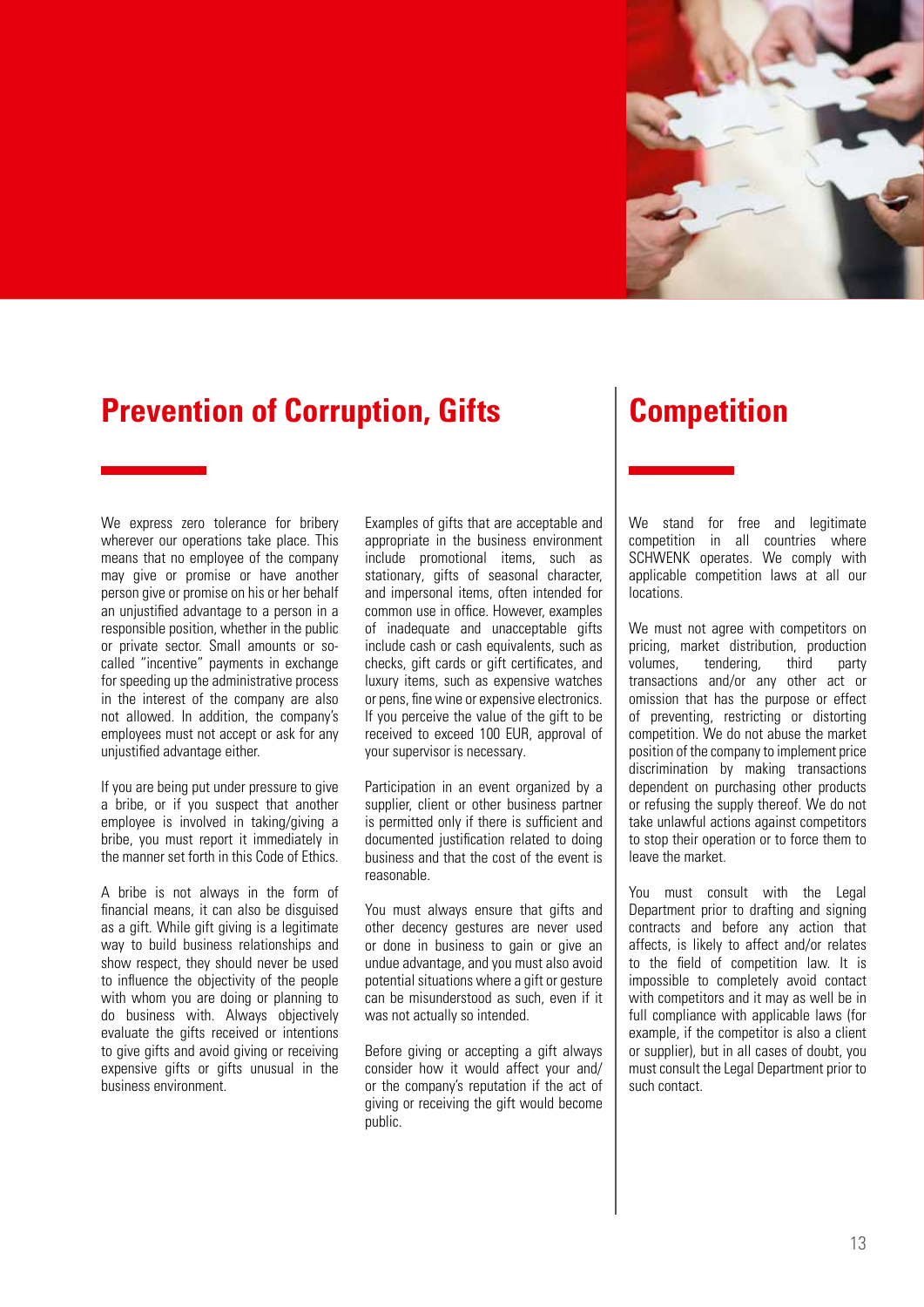## Prevention of Corruption, Gifts

We express zero tolerance for bribery wherever our operations take place. This means that no employee of the company may give or promise or have another person give or promise on his or her behalf an unjustified advantage to a person in a responsible position, whether in the public or private sector. Small amounts or so-called "incentive" payments in exchange for speeding up the administrative process in the interest of the company are also not allowed. In addition, the company's employees must not accept or ask for any unjustified advantage either.

If you are being put under pressure to give a bribe, or if you suspect that another employee is involved in taking/giving a bribe, you must report it immediately in the manner set forth in this Code of Ethics.

A bribe is not always in the form of financial means, it can also be disguised as a gift. While gift giving is a legitimate way to build business relationships and show respect, they should never be used to influence the objectivity of the people with whom you are doing or planning to do business with. Always objectively evaluate the gifts received or intentions to give gifts and avoid giving or receiving expensive gifts or gifts unusual in the business environment.

Examples of gifts that are acceptable and appropriate in the business environment include promotional items, such as stationary, gifts of seasonal character, and impersonal items, often intended for common use in office. However, examples of inadequate and unacceptable gifts include cash or cash equivalents, such as checks, gift cards or gift certificates, and luxury items, such as expensive watches or pens, fine wine or expensive electronics. If you perceive the value of the gift to be received to exceed 100 EUR, approval of your supervisor is necessary.

Participation in an event organized by a supplier, client or other business partner is permitted only if there is sufficient and documented justification related to doing business and that the cost of the event is reasonable.

You must always ensure that gifts and other decency gestures are never used or done in business to gain or give an undue advantage, and you must also avoid potential situations where a gift or gesture can be misunderstood as such, even if it was not actually so intended.

Before giving or accepting a gift always consider how it would affect your and/or the company's reputation if the act of giving or receiving the gift would become public.

## Competition

We stand for free and legitimate competition in all countries where SCHWENK operates. We comply with applicable competition laws at all our locations.

We must not agree with competitors on pricing, market distribution, production volumes, tendering, third party transactions and/or any other act or omission that has the purpose or effect of preventing, restricting or distorting competition. We do not abuse the market position of the company to implement price discrimination by making transactions dependent on purchasing other products or refusing the supply thereof. We do not take unlawful actions against competitors to stop their operation or to force them to leave the market.

You must consult with the Legal Department prior to drafting and signing contracts and before any action that affects, is likely to affect and/or relates to the field of competition law. It is impossible to completely avoid contact with competitors and it may as well be in full compliance with applicable laws (for example, if the competitor is also a client or supplier), but in all cases of doubt, you must consult the Legal Department prior to such contact.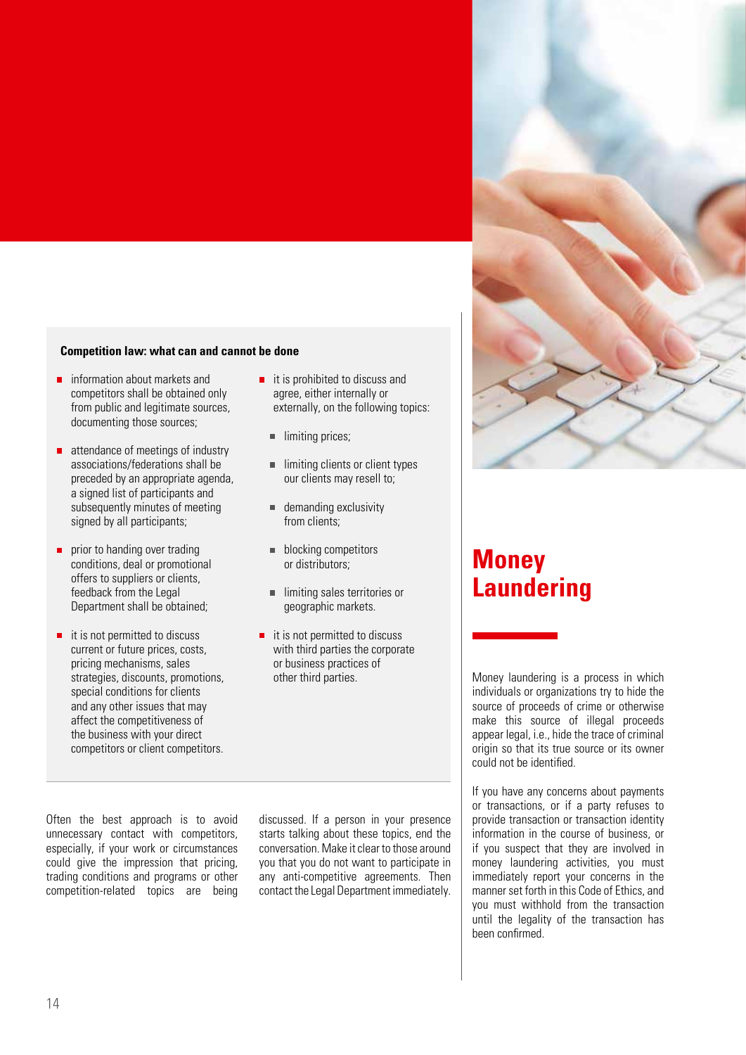**Competition law: what can and cannot be done**

- information about markets and competitors shall be obtained only from public and legitimate sources, documenting those sources;
- attendance of meetings of industry associations/federations shall be preceded by an appropriate agenda, a signed list of participants and subsequently minutes of meeting signed by all participants;
- prior to handing over trading conditions, deal or promotional offers to suppliers or clients, feedback from the Legal Department shall be obtained;
- it is not permitted to discuss current or future prices, costs, pricing mechanisms, sales strategies, discounts, promotions, special conditions for clients and any other issues that may affect the competitiveness of the business with your direct competitors or client competitors.
- it is prohibited to discuss and agree, either internally or externally, on the following topics:
  - limiting prices;
  - limiting clients or client types our clients may resell to;
  - demanding exclusivity from clients;
  - blocking competitors or distributors;
  - limiting sales territories or geographic markets.
- it is not permitted to discuss with third parties the corporate or business practices of other third parties.

Often the best approach is to avoid unnecessary contact with competitors, especially, if your work or circumstances could give the impression that pricing, trading conditions and programs or other competition-related topics are being discussed. If a person in your presence starts talking about these topics, end the conversation. Make it clear to those around you that you do not want to participate in any anti-competitive agreements. Then contact the Legal Department immediately.

# Money Laundering

Money laundering is a process in which individuals or organizations try to hide the source of proceeds of crime or otherwise make this source of illegal proceeds appear legal, i.e., hide the trace of criminal origin so that its true source or its owner could not be identified.

If you have any concerns about payments or transactions, or if a party refuses to provide transaction or transaction identity information in the course of business, or if you suspect that they are involved in money laundering activities, you must immediately report your concerns in the manner set forth in this Code of Ethics, and you must withhold from the transaction until the legality of the transaction has been confirmed.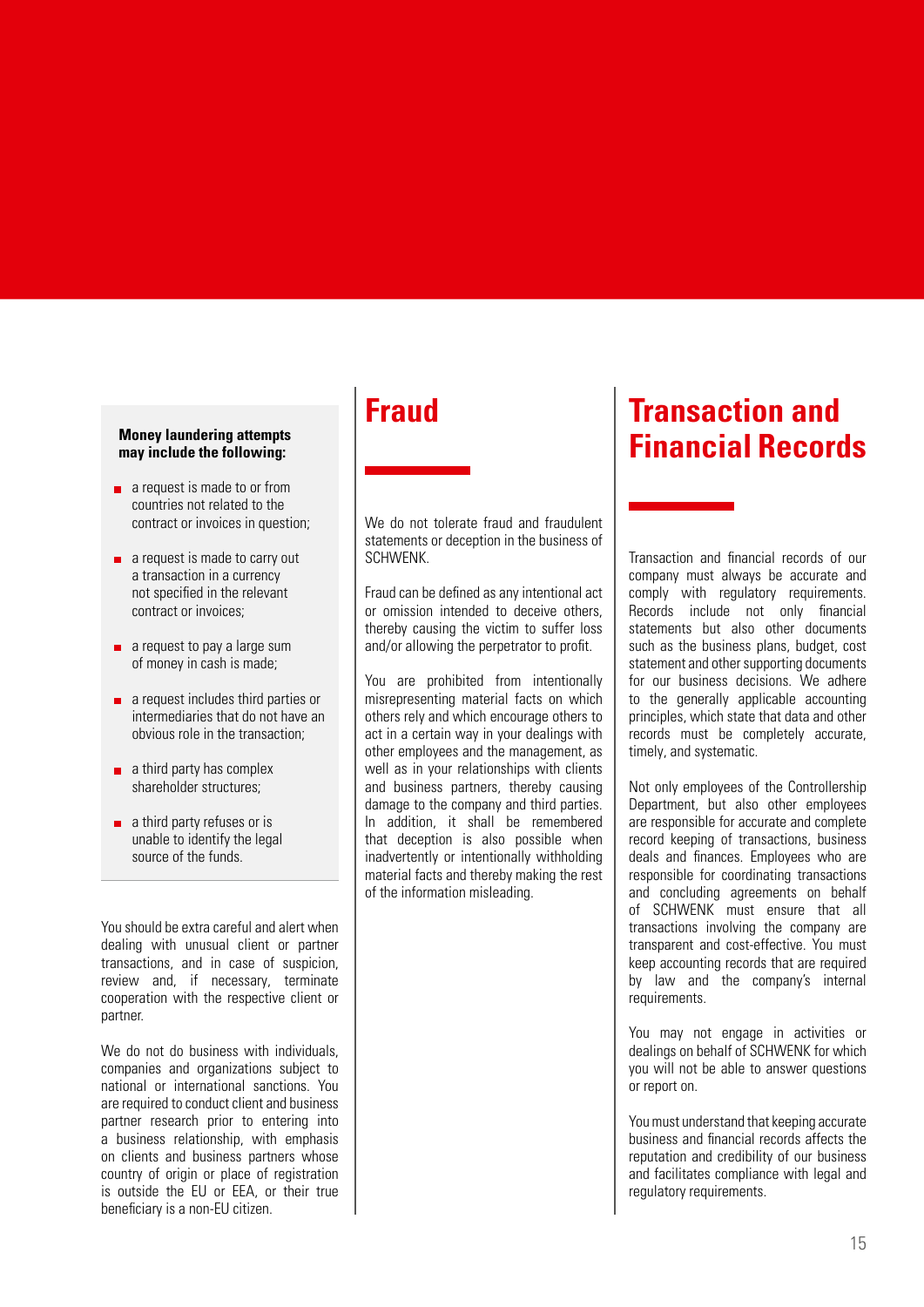**Money laundering attempts may include the following:**

- a request is made to or from countries not related to the contract or invoices in question;
- a request is made to carry out a transaction in a currency not specified in the relevant contract or invoices;
- a request to pay a large sum of money in cash is made;
- a request includes third parties or intermediaries that do not have an obvious role in the transaction;
- a third party has complex shareholder structures;
- a third party refuses or is unable to identify the legal source of the funds.

You should be extra careful and alert when dealing with unusual client or partner transactions, and in case of suspicion, review and, if necessary, terminate cooperation with the respective client or partner.

We do not do business with individuals, companies and organizations subject to national or international sanctions. You are required to conduct client and business partner research prior to entering into a business relationship, with emphasis on clients and business partners whose country of origin or place of registration is outside the EU or EEA, or their true beneficiary is a non-EU citizen.

# Fraud

We do not tolerate fraud and fraudulent statements or deception in the business of SCHWENK.

Fraud can be defined as any intentional act or omission intended to deceive others, thereby causing the victim to suffer loss and/or allowing the perpetrator to profit.

You are prohibited from intentionally misrepresenting material facts on which others rely and which encourage others to act in a certain way in your dealings with other employees and the management, as well as in your relationships with clients and business partners, thereby causing damage to the company and third parties. In addition, it shall be remembered that deception is also possible when inadvertently or intentionally withholding material facts and thereby making the rest of the information misleading.

# Transaction and Financial Records

Transaction and financial records of our company must always be accurate and comply with regulatory requirements. Records include not only financial statements but also other documents such as the business plans, budget, cost statement and other supporting documents for our business decisions. We adhere to the generally applicable accounting principles, which state that data and other records must be completely accurate, timely, and systematic.

Not only employees of the Controllership Department, but also other employees are responsible for accurate and complete record keeping of transactions, business deals and finances. Employees who are responsible for coordinating transactions and concluding agreements on behalf of SCHWENK must ensure that all transactions involving the company are transparent and cost-effective. You must keep accounting records that are required by law and the company's internal requirements.

You may not engage in activities or dealings on behalf of SCHWENK for which you will not be able to answer questions or report on.

You must understand that keeping accurate business and financial records affects the reputation and credibility of our business and facilitates compliance with legal and regulatory requirements.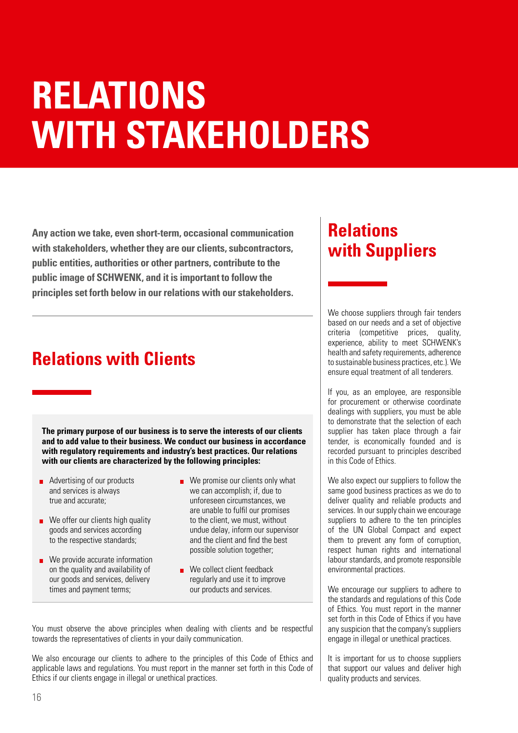# RELATIONS WITH STAKEHOLDERS

**Any action we take, even short-term, occasional communication with stakeholders, whether they are our clients, subcontractors, public entities, authorities or other partners, contribute to the public image of SCHWENK, and it is important to follow the principles set forth below in our relations with our stakeholders.**

## Relations with Clients

**The primary purpose of our business is to serve the interests of our clients and to add value to their business. We conduct our business in accordance with regulatory requirements and industry's best practices. Our relations with our clients are characterized by the following principles:**

- Advertising of our products and services is always true and accurate;
- We offer our clients high quality goods and services according to the respective standards;
- We provide accurate information on the quality and availability of our goods and services, delivery times and payment terms;
- We promise our clients only what we can accomplish; if, due to unforeseen circumstances, we are unable to fulfil our promises to the client, we must, without undue delay, inform our supervisor and the client and find the best possible solution together;
- We collect client feedback regularly and use it to improve our products and services.

You must observe the above principles when dealing with clients and be respectful towards the representatives of clients in your daily communication.

We also encourage our clients to adhere to the principles of this Code of Ethics and applicable laws and regulations. You must report in the manner set forth in this Code of Ethics if our clients engage in illegal or unethical practices.

## Relations with Suppliers

We choose suppliers through fair tenders based on our needs and a set of objective criteria (competitive prices, quality, experience, ability to meet SCHWENK's health and safety requirements, adherence to sustainable business practices, etc.). We ensure equal treatment of all tenderers.

If you, as an employee, are responsible for procurement or otherwise coordinate dealings with suppliers, you must be able to demonstrate that the selection of each supplier has taken place through a fair tender, is economically founded and is recorded pursuant to principles described in this Code of Ethics.

We also expect our suppliers to follow the same good business practices as we do to deliver quality and reliable products and services. In our supply chain we encourage suppliers to adhere to the ten principles of the UN Global Compact and expect them to prevent any form of corruption, respect human rights and international labour standards, and promote responsible environmental practices.

We encourage our suppliers to adhere to the standards and regulations of this Code of Ethics. You must report in the manner set forth in this Code of Ethics if you have any suspicion that the company's suppliers engage in illegal or unethical practices.

It is important for us to choose suppliers that support our values and deliver high quality products and services.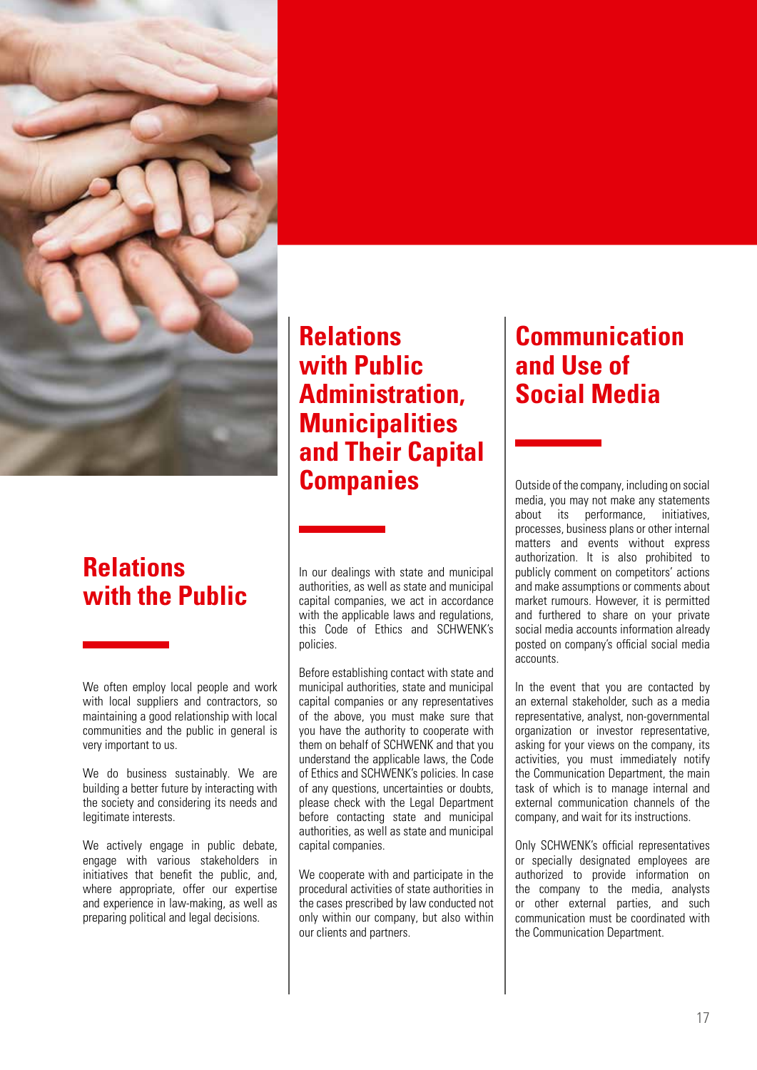## Relations with the Public

We often employ local people and work with local suppliers and contractors, so maintaining a good relationship with local communities and the public in general is very important to us.

We do business sustainably. We are building a better future by interacting with the society and considering its needs and legitimate interests.

We actively engage in public debate, engage with various stakeholders in initiatives that benefit the public, and, where appropriate, offer our expertise and experience in law-making, as well as preparing political and legal decisions.

## Relations with Public Administration, Municipalities and Their Capital Companies

In our dealings with state and municipal authorities, as well as state and municipal capital companies, we act in accordance with the applicable laws and regulations, this Code of Ethics and SCHWENK's policies.

Before establishing contact with state and municipal authorities, state and municipal capital companies or any representatives of the above, you must make sure that you have the authority to cooperate with them on behalf of SCHWENK and that you understand the applicable laws, the Code of Ethics and SCHWENK's policies. In case of any questions, uncertainties or doubts, please check with the Legal Department before contacting state and municipal authorities, as well as state and municipal capital companies.

We cooperate with and participate in the procedural activities of state authorities in the cases prescribed by law conducted not only within our company, but also within our clients and partners.

## Communication and Use of Social Media

Outside of the company, including on social media, you may not make any statements about its performance, initiatives, processes, business plans or other internal matters and events without express authorization. It is also prohibited to publicly comment on competitors' actions and make assumptions or comments about market rumours. However, it is permitted and furthered to share on your private social media accounts information already posted on company's official social media accounts.

In the event that you are contacted by an external stakeholder, such as a media representative, analyst, non-governmental organization or investor representative, asking for your views on the company, its activities, you must immediately notify the Communication Department, the main task of which is to manage internal and external communication channels of the company, and wait for its instructions.

Only SCHWENK's official representatives or specially designated employees are authorized to provide information on the company to the media, analysts or other external parties, and such communication must be coordinated with the Communication Department.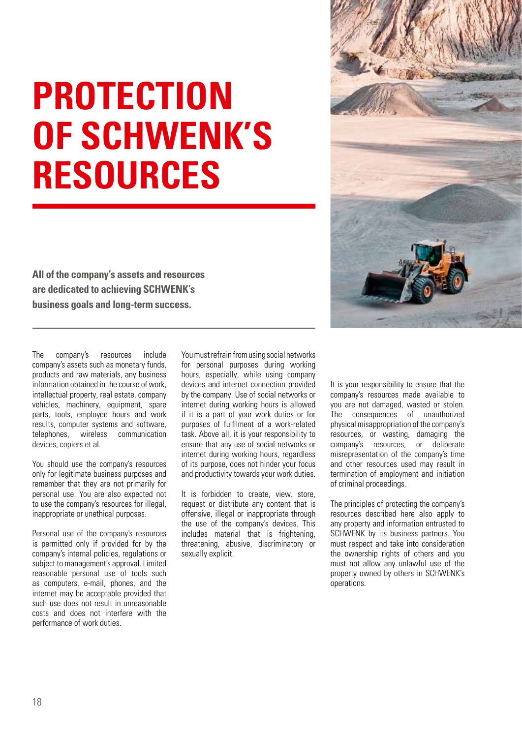# PROTECTION OF SCHWENK'S RESOURCES

**All of the company's assets and resources are dedicated to achieving SCHWENK's business goals and long-term success.**

The company's resources include company's assets such as monetary funds, products and raw materials, any business information obtained in the course of work, intellectual property, real estate, company vehicles, machinery, equipment, spare parts, tools, employee hours and work results, computer systems and software, telephones, wireless communication devices, copiers et al.

You should use the company's resources only for legitimate business purposes and remember that they are not primarily for personal use. You are also expected not to use the company's resources for illegal, inappropriate or unethical purposes.

Personal use of the company's resources is permitted only if provided for by the company's internal policies, regulations or subject to management's approval. Limited reasonable personal use of tools such as computers, e-mail, phones, and the internet may be acceptable provided that such use does not result in unreasonable costs and does not interfere with the performance of work duties.

You must refrain from using social networks for personal purposes during working hours, especially, while using company devices and internet connection provided by the company. Use of social networks or internet during working hours is allowed if it is a part of your work duties or for purposes of fulfilment of a work-related task. Above all, it is your responsibility to ensure that any use of social networks or internet during working hours, regardless of its purpose, does not hinder your focus and productivity towards your work duties.

It is forbidden to create, view, store, request or distribute any content that is offensive, illegal or inappropriate through the use of the company's devices. This includes material that is frightening, threatening, abusive, discriminatory or sexually explicit.

It is your responsibility to ensure that the company's resources made available to you are not damaged, wasted or stolen. The consequences of unauthorized physical misappropriation of the company's resources, or wasting, damaging the company's resources, or deliberate misrepresentation of the company's time and other resources used may result in termination of employment and initiation of criminal proceedings.

The principles of protecting the company's resources described here also apply to any property and information entrusted to SCHWENK by its business partners. You must respect and take into consideration the ownership rights of others and you must not allow any unlawful use of the property owned by others in SCHWENK's operations.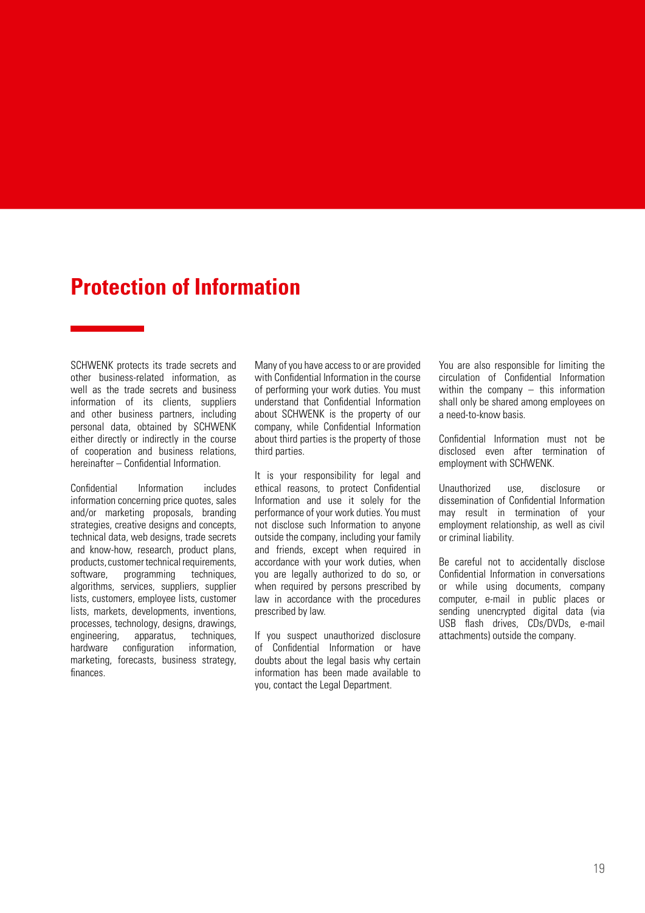# Protection of Information

SCHWENK protects its trade secrets and other business-related information, as well as the trade secrets and business information of its clients, suppliers and other business partners, including personal data, obtained by SCHWENK either directly or indirectly in the course of cooperation and business relations, hereinafter – Confidential Information.

Confidential Information includes information concerning price quotes, sales and/or marketing proposals, branding strategies, creative designs and concepts, technical data, web designs, trade secrets and know-how, research, product plans, products, customer technical requirements, software, programming techniques, algorithms, services, suppliers, supplier lists, customers, employee lists, customer lists, markets, developments, inventions, processes, technology, designs, drawings, engineering, apparatus, techniques, hardware configuration information, marketing, forecasts, business strategy, finances.

Many of you have access to or are provided with Confidential Information in the course of performing your work duties. You must understand that Confidential Information about SCHWENK is the property of our company, while Confidential Information about third parties is the property of those third parties.

It is your responsibility for legal and ethical reasons, to protect Confidential Information and use it solely for the performance of your work duties. You must not disclose such Information to anyone outside the company, including your family and friends, except when required in accordance with your work duties, when you are legally authorized to do so, or when required by persons prescribed by law in accordance with the procedures prescribed by law.

If you suspect unauthorized disclosure of Confidential Information or have doubts about the legal basis why certain information has been made available to you, contact the Legal Department.

You are also responsible for limiting the circulation of Confidential Information within the company – this information shall only be shared among employees on a need-to-know basis.

Confidential Information must not be disclosed even after termination of employment with SCHWENK.

Unauthorized use, disclosure or dissemination of Confidential Information may result in termination of your employment relationship, as well as civil or criminal liability.

Be careful not to accidentally disclose Confidential Information in conversations or while using documents, company computer, e-mail in public places or sending unencrypted digital data (via USB flash drives, CDs/DVDs, e-mail attachments) outside the company.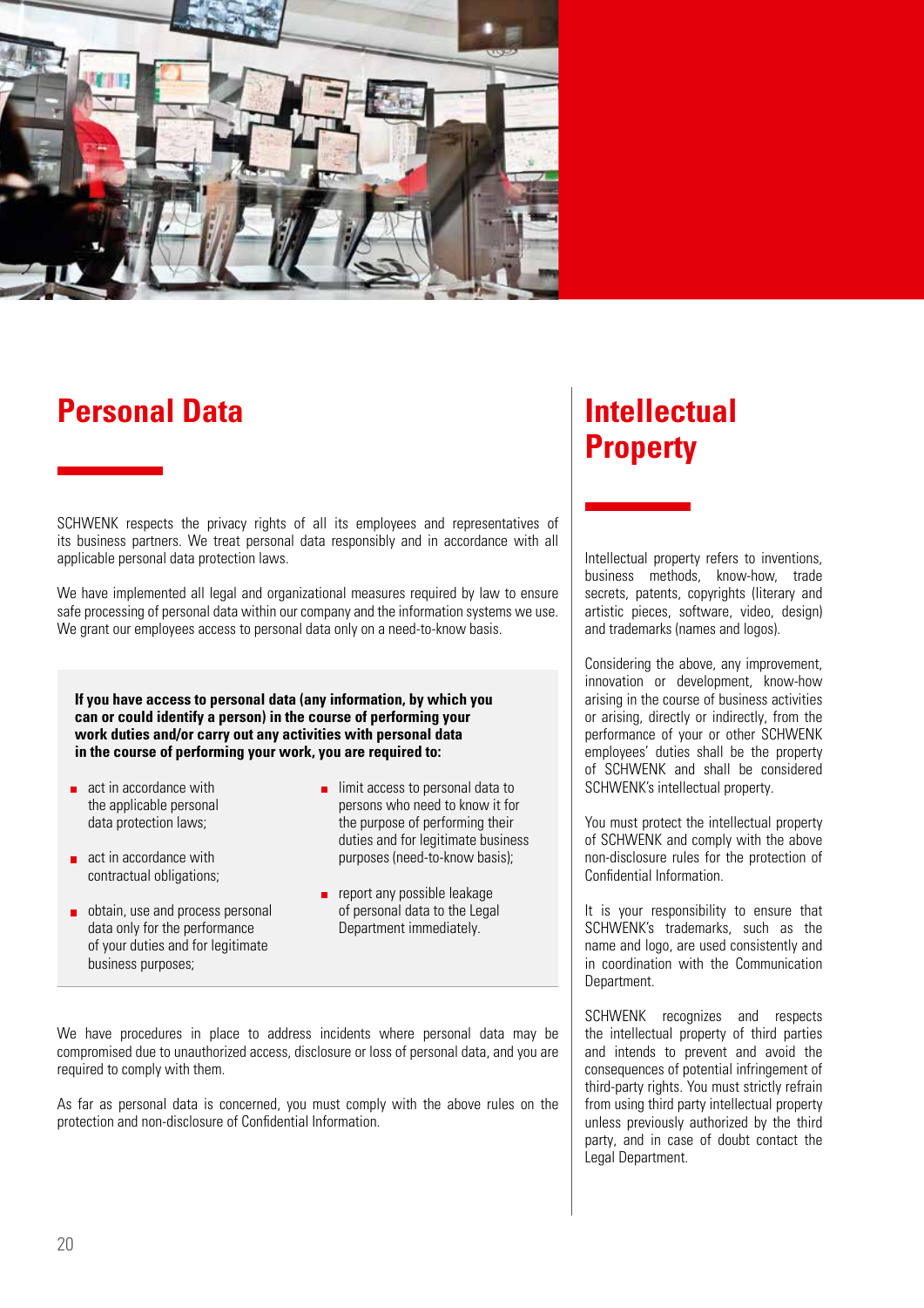# Personal Data

SCHWENK respects the privacy rights of all its employees and representatives of its business partners. We treat personal data responsibly and in accordance with all applicable personal data protection laws.

We have implemented all legal and organizational measures required by law to ensure safe processing of personal data within our company and the information systems we use. We grant our employees access to personal data only on a need-to-know basis.

**If you have access to personal data (any information, by which you can or could identify a person) in the course of performing your work duties and/or carry out any activities with personal data in the course of performing your work, you are required to:**

- act in accordance with the applicable personal data protection laws;
- act in accordance with contractual obligations;
- obtain, use and process personal data only for the performance of your duties and for legitimate business purposes;
- limit access to personal data to persons who need to know it for the purpose of performing their duties and for legitimate business purposes (need-to-know basis);
- report any possible leakage of personal data to the Legal Department immediately.

We have procedures in place to address incidents where personal data may be compromised due to unauthorized access, disclosure or loss of personal data, and you are required to comply with them.

As far as personal data is concerned, you must comply with the above rules on the protection and non-disclosure of Confidential Information.

# Intellectual Property

Intellectual property refers to inventions, business methods, know-how, trade secrets, patents, copyrights (literary and artistic pieces, software, video, design) and trademarks (names and logos).

Considering the above, any improvement, innovation or development, know-how arising in the course of business activities or arising, directly or indirectly, from the performance of your or other SCHWENK employees' duties shall be the property of SCHWENK and shall be considered SCHWENK's intellectual property.

You must protect the intellectual property of SCHWENK and comply with the above non-disclosure rules for the protection of Confidential Information.

It is your responsibility to ensure that SCHWENK's trademarks, such as the name and logo, are used consistently and in coordination with the Communication Department.

SCHWENK recognizes and respects the intellectual property of third parties and intends to prevent and avoid the consequences of potential infringement of third-party rights. You must strictly refrain from using third party intellectual property unless previously authorized by the third party, and in case of doubt contact the Legal Department.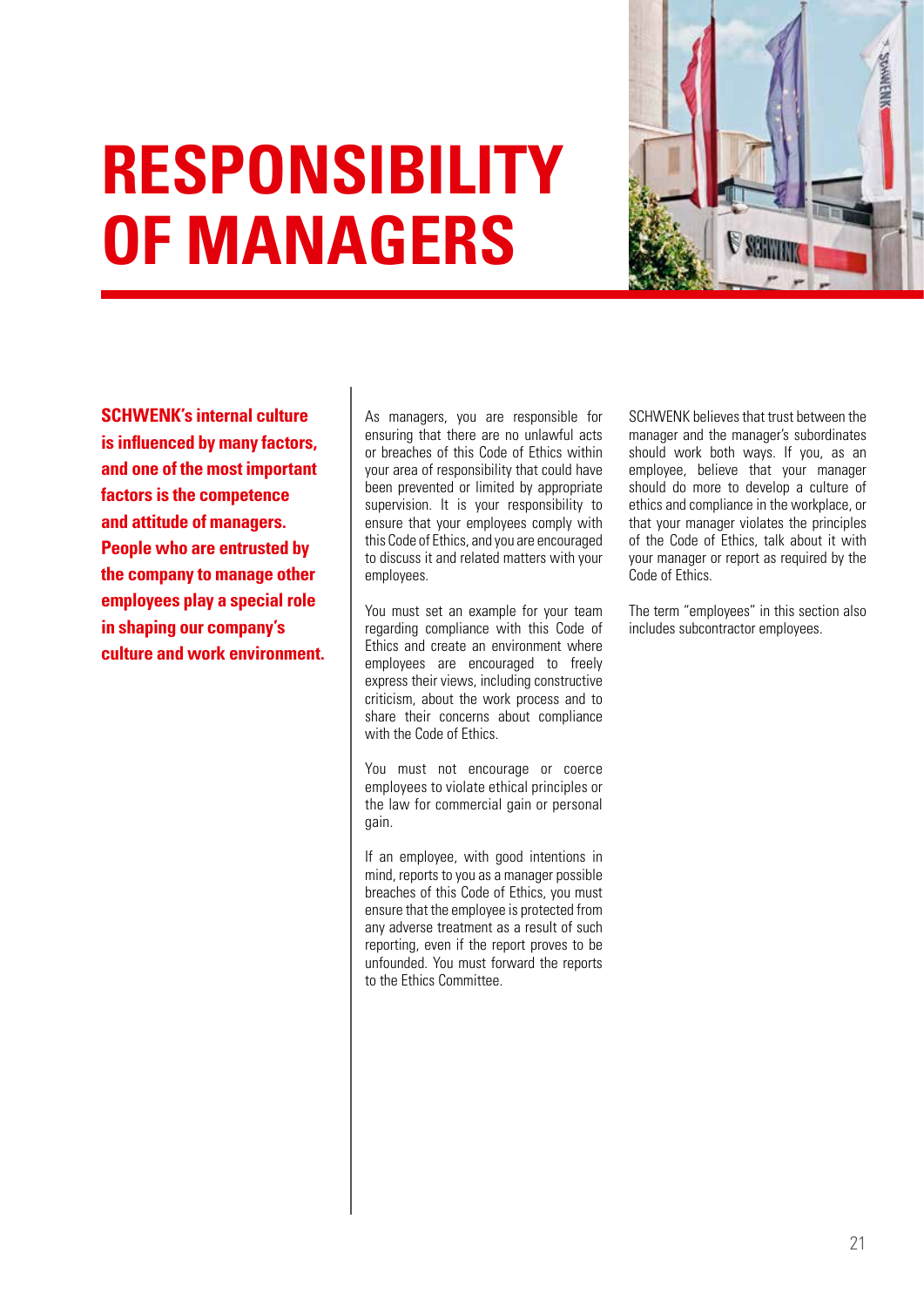# RESPONSIBILITY OF MANAGERS

**SCHWENK's internal culture is influenced by many factors, and one of the most important factors is the competence and attitude of managers. People who are entrusted by the company to manage other employees play a special role in shaping our company's culture and work environment.**

As managers, you are responsible for ensuring that there are no unlawful acts or breaches of this Code of Ethics within your area of responsibility that could have been prevented or limited by appropriate supervision. It is your responsibility to ensure that your employees comply with this Code of Ethics, and you are encouraged to discuss it and related matters with your employees.

You must set an example for your team regarding compliance with this Code of Ethics and create an environment where employees are encouraged to freely express their views, including constructive criticism, about the work process and to share their concerns about compliance with the Code of Ethics.

You must not encourage or coerce employees to violate ethical principles or the law for commercial gain or personal gain.

If an employee, with good intentions in mind, reports to you as a manager possible breaches of this Code of Ethics, you must ensure that the employee is protected from any adverse treatment as a result of such reporting, even if the report proves to be unfounded. You must forward the reports to the Ethics Committee.

SCHWENK believes that trust between the manager and the manager's subordinates should work both ways. If you, as an employee, believe that your manager should do more to develop a culture of ethics and compliance in the workplace, or that your manager violates the principles of the Code of Ethics, talk about it with your manager or report as required by the Code of Ethics.

The term "employees" in this section also includes subcontractor employees.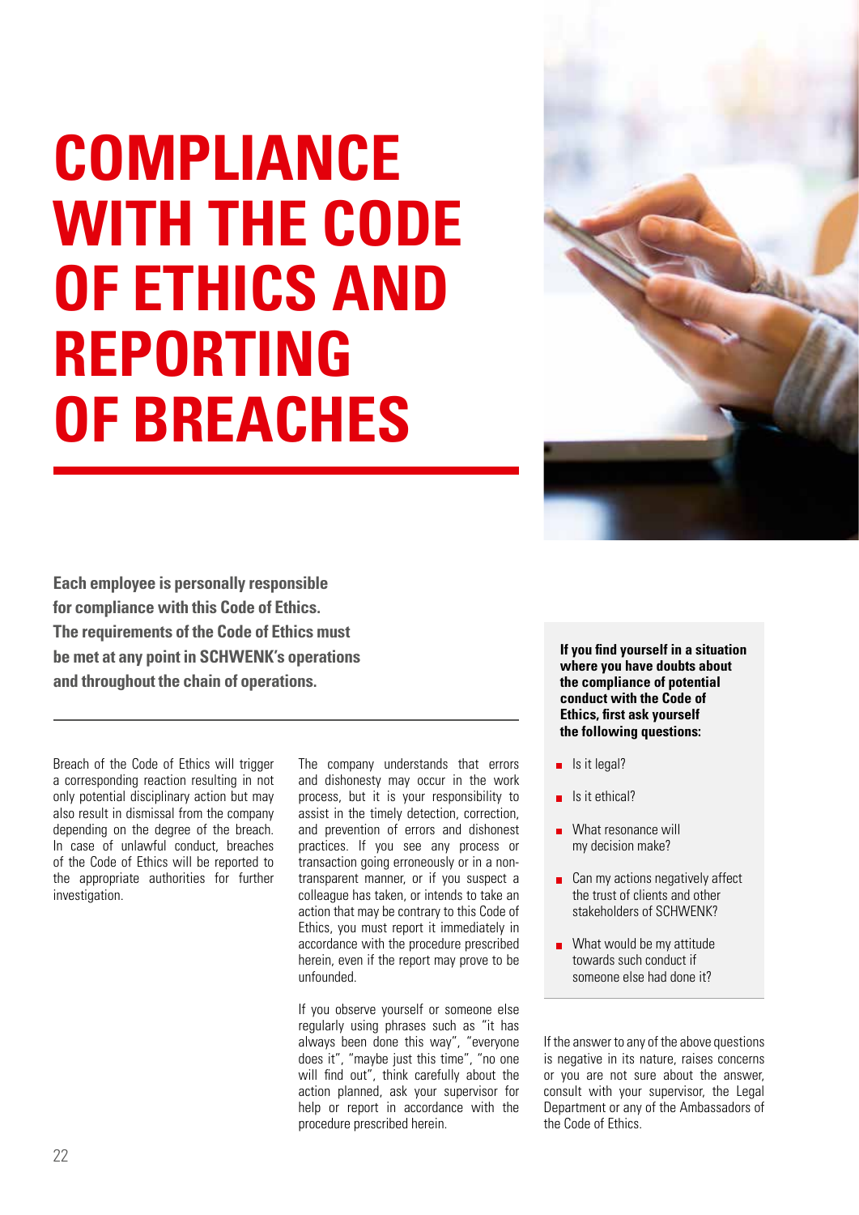# COMPLIANCE WITH THE CODE OF ETHICS AND REPORTING OF BREACHES

**Each employee is personally responsible for compliance with this Code of Ethics. The requirements of the Code of Ethics must be met at any point in SCHWENK's operations and throughout the chain of operations.**

Breach of the Code of Ethics will trigger a corresponding reaction resulting in not only potential disciplinary action but may also result in dismissal from the company depending on the degree of the breach. In case of unlawful conduct, breaches of the Code of Ethics will be reported to the appropriate authorities for further investigation.

The company understands that errors and dishonesty may occur in the work process, but it is your responsibility to assist in the timely detection, correction, and prevention of errors and dishonest practices. If you see any process or transaction going erroneously or in a non-transparent manner, or if you suspect a colleague has taken, or intends to take an action that may be contrary to this Code of Ethics, you must report it immediately in accordance with the procedure prescribed herein, even if the report may prove to be unfounded.

If you observe yourself or someone else regularly using phrases such as "it has always been done this way", "everyone does it", "maybe just this time", "no one will find out", think carefully about the action planned, ask your supervisor for help or report in accordance with the procedure prescribed herein.

**If you find yourself in a situation where you have doubts about the compliance of potential conduct with the Code of Ethics, first ask yourself the following questions:**

- Is it legal?
- Is it ethical?
- What resonance will my decision make?
- Can my actions negatively affect the trust of clients and other stakeholders of SCHWENK?
- What would be my attitude towards such conduct if someone else had done it?

If the answer to any of the above questions is negative in its nature, raises concerns or you are not sure about the answer, consult with your supervisor, the Legal Department or any of the Ambassadors of the Code of Ethics.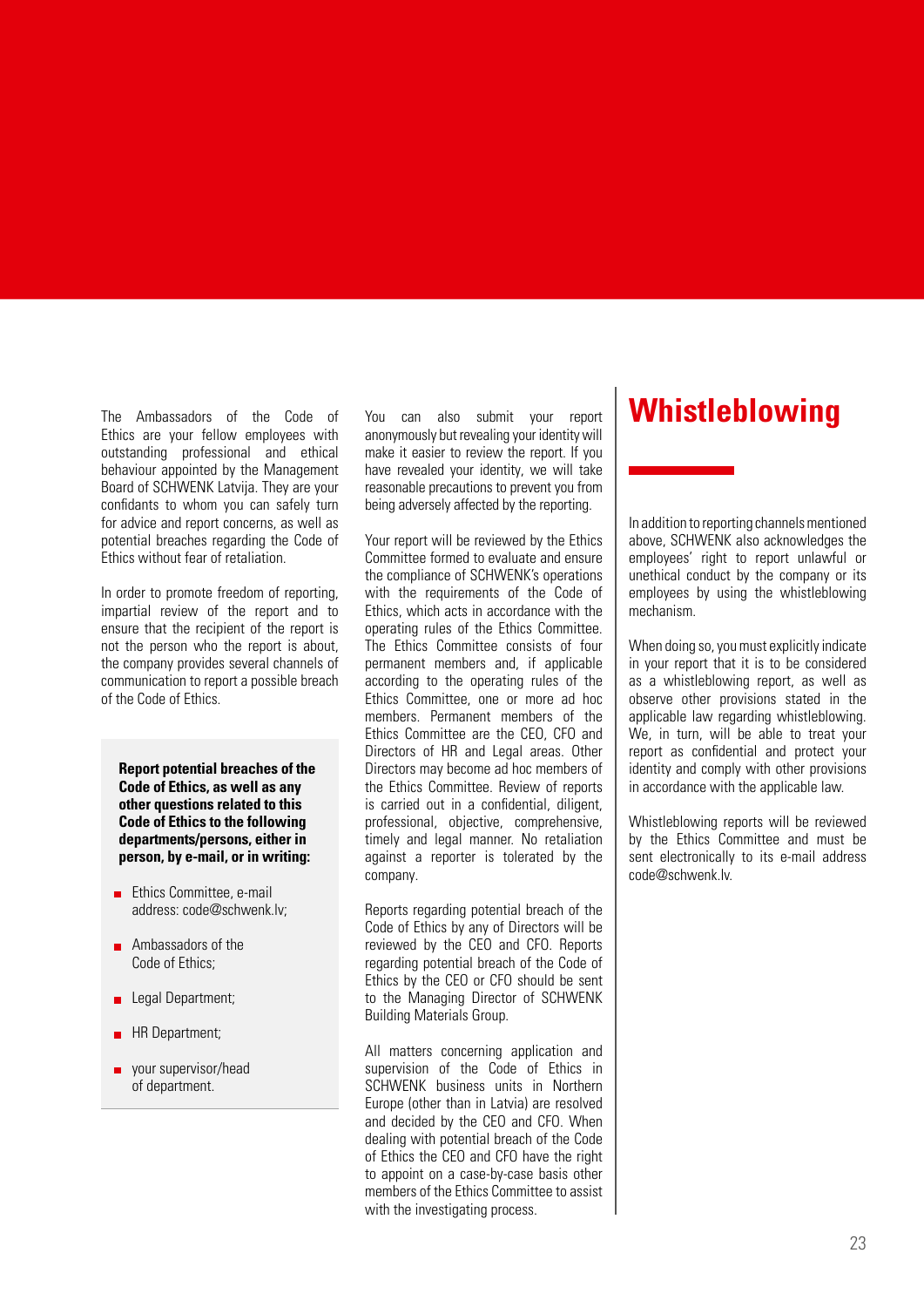The Ambassadors of the Code of Ethics are your fellow employees with outstanding professional and ethical behaviour appointed by the Management Board of SCHWENK Latvija. They are your confidants to whom you can safely turn for advice and report concerns, as well as potential breaches regarding the Code of Ethics without fear of retaliation.

In order to promote freedom of reporting, impartial review of the report and to ensure that the recipient of the report is not the person who the report is about, the company provides several channels of communication to report a possible breach of the Code of Ethics.

**Report potential breaches of the Code of Ethics, as well as any other questions related to this Code of Ethics to the following departments/persons, either in person, by e-mail, or in writing:**

- Ethics Committee, e-mail address: code@schwenk.lv;
- Ambassadors of the Code of Ethics;
- Legal Department;
- HR Department;
- your supervisor/head of department.

You can also submit your report anonymously but revealing your identity will make it easier to review the report. If you have revealed your identity, we will take reasonable precautions to prevent you from being adversely affected by the reporting.

Your report will be reviewed by the Ethics Committee formed to evaluate and ensure the compliance of SCHWENK's operations with the requirements of the Code of Ethics, which acts in accordance with the operating rules of the Ethics Committee. The Ethics Committee consists of four permanent members and, if applicable according to the operating rules of the Ethics Committee, one or more ad hoc members. Permanent members of the Ethics Committee are the CEO, CFO and Directors of HR and Legal areas. Other Directors may become ad hoc members of the Ethics Committee. Review of reports is carried out in a confidential, diligent, professional, objective, comprehensive, timely and legal manner. No retaliation against a reporter is tolerated by the company.

Reports regarding potential breach of the Code of Ethics by any of Directors will be reviewed by the CEO and CFO. Reports regarding potential breach of the Code of Ethics by the CEO or CFO should be sent to the Managing Director of SCHWENK Building Materials Group.

All matters concerning application and supervision of the Code of Ethics in SCHWENK business units in Northern Europe (other than in Latvia) are resolved and decided by the CEO and CFO. When dealing with potential breach of the Code of Ethics the CEO and CFO have the right to appoint on a case-by-case basis other members of the Ethics Committee to assist with the investigating process.

# Whistleblowing

In addition to reporting channels mentioned above, SCHWENK also acknowledges the employees' right to report unlawful or unethical conduct by the company or its employees by using the whistleblowing mechanism.

When doing so, you must explicitly indicate in your report that it is to be considered as a whistleblowing report, as well as observe other provisions stated in the applicable law regarding whistleblowing. We, in turn, will be able to treat your report as confidential and protect your identity and comply with other provisions in accordance with the applicable law.

Whistleblowing reports will be reviewed by the Ethics Committee and must be sent electronically to its e-mail address code@schwenk.lv.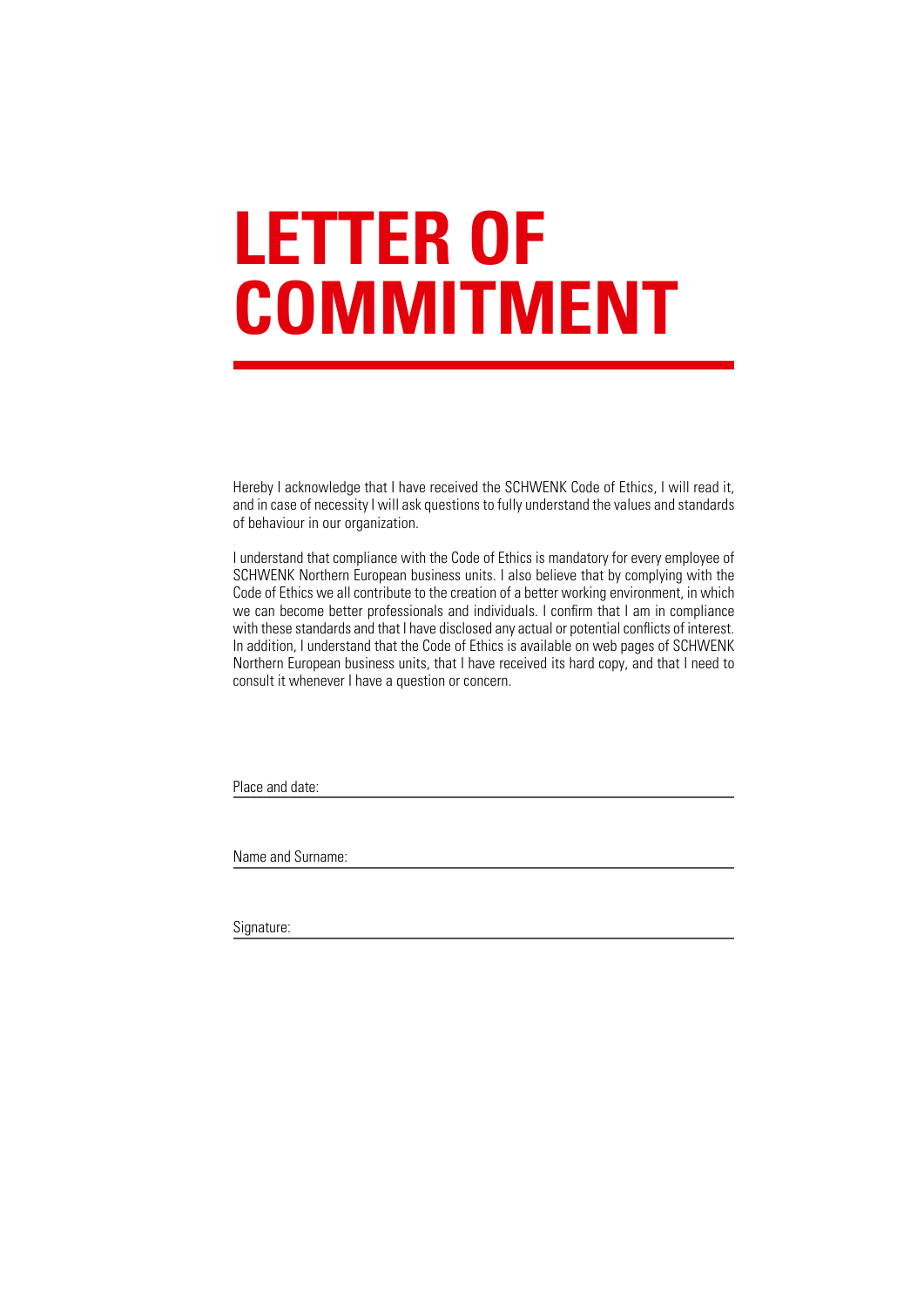# LETTER OF COMMITMENT

Hereby I acknowledge that I have received the SCHWENK Code of Ethics, I will read it, and in case of necessity I will ask questions to fully understand the values and standards of behaviour in our organization.

I understand that compliance with the Code of Ethics is mandatory for every employee of SCHWENK Northern European business units. I also believe that by complying with the Code of Ethics we all contribute to the creation of a better working environment, in which we can become better professionals and individuals. I confirm that I am in compliance with these standards and that I have disclosed any actual or potential conflicts of interest. In addition, I understand that the Code of Ethics is available on web pages of SCHWENK Northern European business units, that I have received its hard copy, and that I need to consult it whenever I have a question or concern.

Place and date: ______________________________

Name and Surname: ______________________________

Signature: ______________________________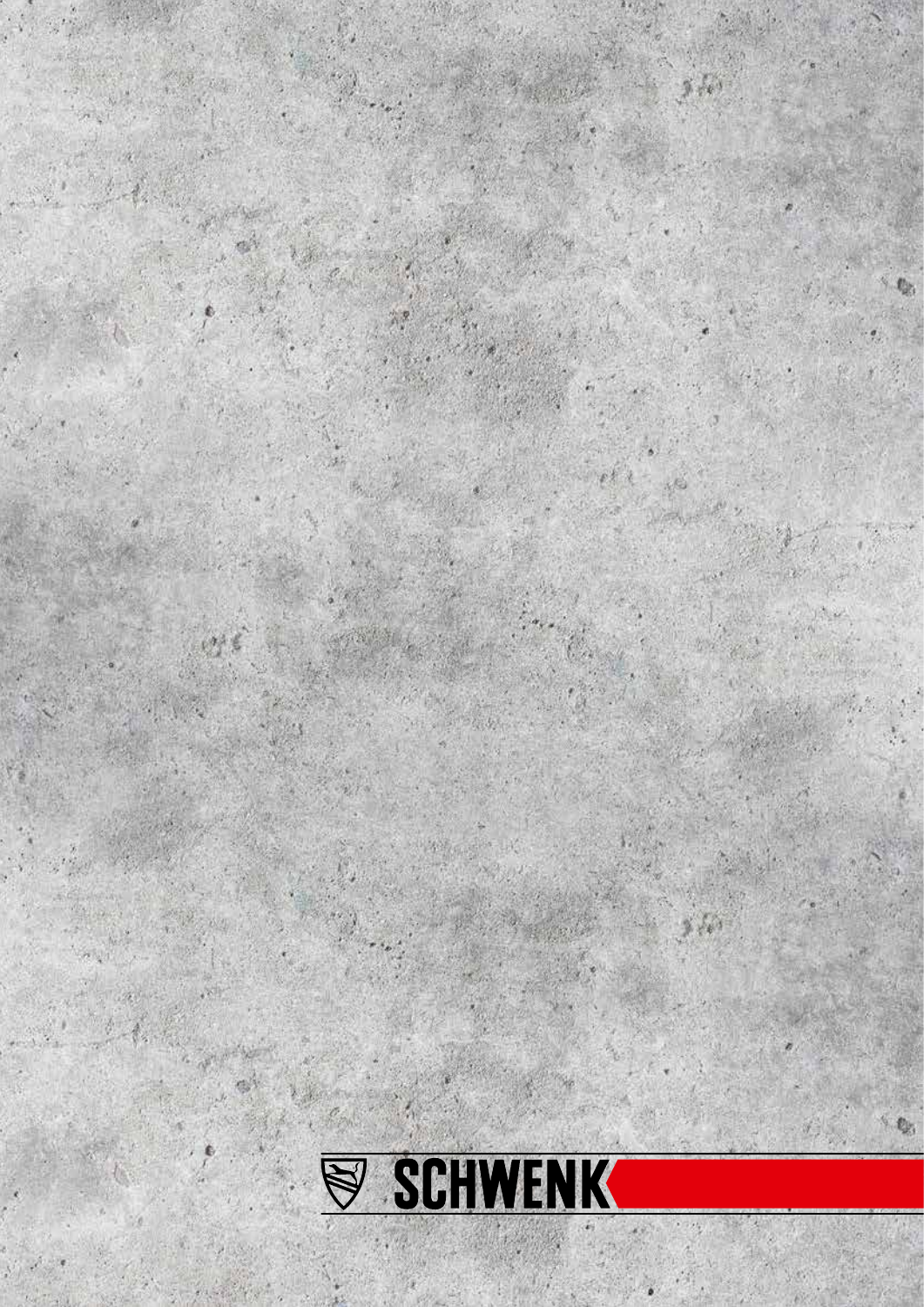SCHWENK